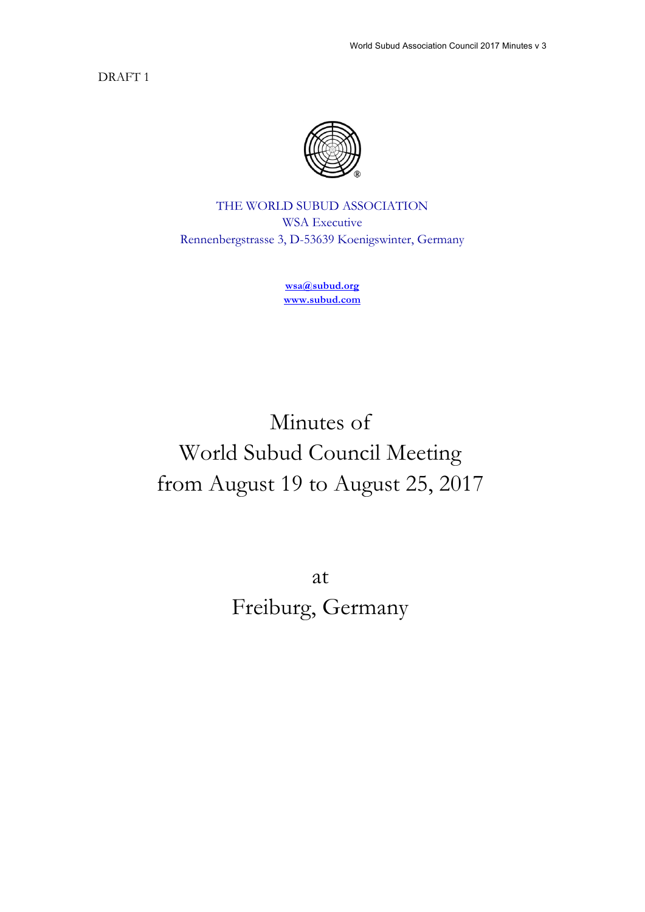DRAFT 1

THE WORLD SUBUD ASSOCIATION
WSA Executive
Rennenbergstrasse 3, D-53639 Koenigswinter, Germany

**wsa@subud.org**
**www.subud.com**

# Minutes of World Subud Council Meeting from August 19 to August 25, 2017

# at Freiburg, Germany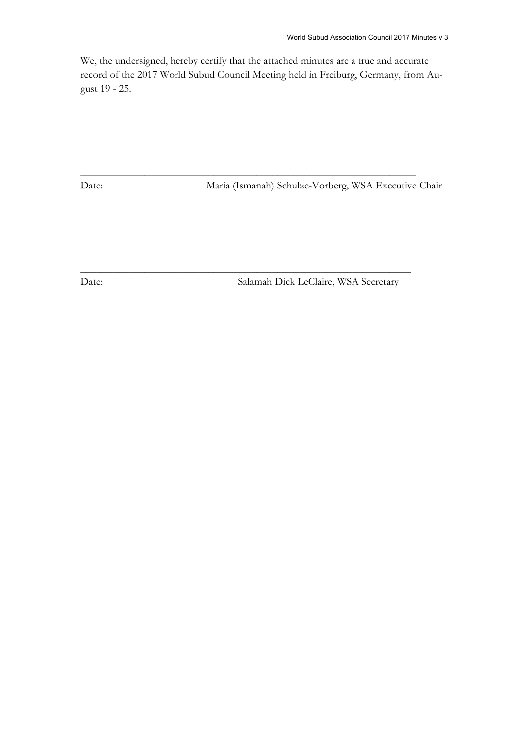We, the undersigned, hereby certify that the attached minutes are a true and accurate record of the 2017 World Subud Council Meeting held in Freiburg, Germany, from August 19 - 25.

\_\_\_\_\_\_\_\_\_\_\_\_\_\_\_\_\_\_\_\_\_\_\_\_\_\_\_\_\_\_\_\_\_\_\_\_\_\_\_\_\_\_\_\_\_\_\_\_\_\_\_\_\_\_\_\_\_\_\_\_

Date: Maria (Ismanah) Schulze-Vorberg, WSA Executive Chair

\_\_\_\_\_\_\_\_\_\_\_\_\_\_\_\_\_\_\_\_\_\_\_\_\_\_\_\_\_\_\_\_\_\_\_\_\_\_\_\_\_\_\_\_\_\_\_\_\_\_\_\_\_\_\_\_\_\_\_\_

Date: Salamah Dick LeClaire, WSA Secretary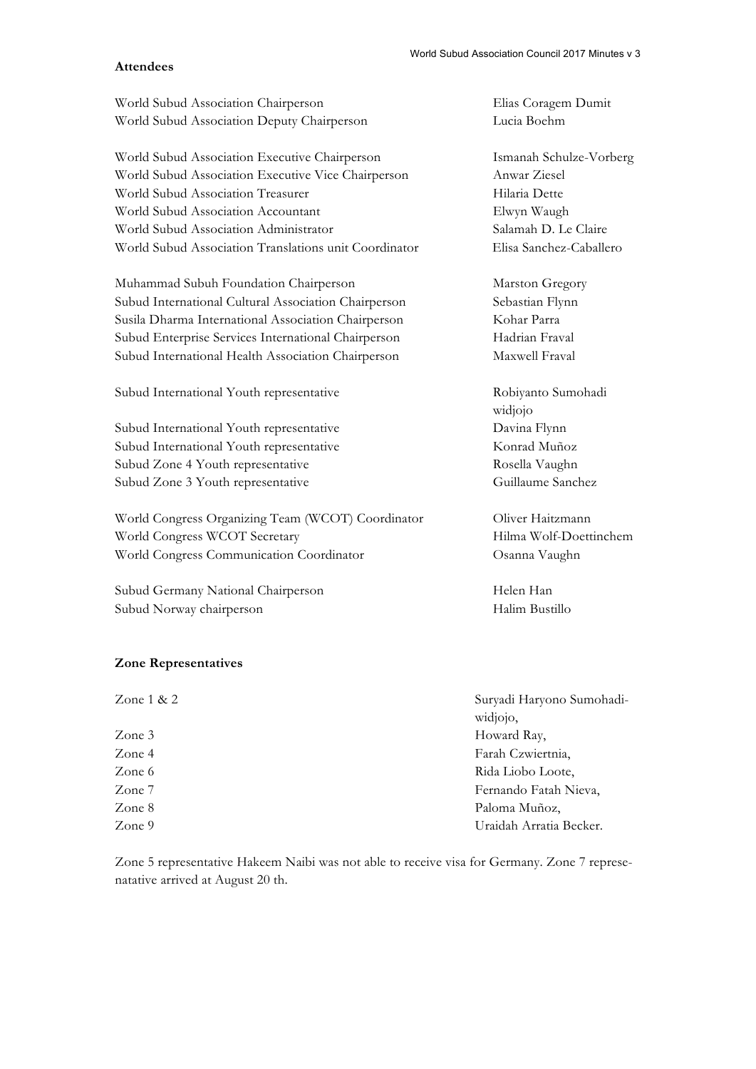**Attendees**

| | |
|---|---|
| World Subud Association Chairperson | Elias Coragem Dumit |
| World Subud Association Deputy Chairperson | Lucia Boehm |
| World Subud Association Executive Chairperson | Ismanah Schulze-Vorberg |
| World Subud Association Executive Vice Chairperson | Anwar Ziesel |
| World Subud Association Treasurer | Hilaria Dette |
| World Subud Association Accountant | Elwyn Waugh |
| World Subud Association Administrator | Salamah D. Le Claire |
| World Subud Association Translations unit Coordinator | Elisa Sanchez-Caballero |
| Muhammad Subuh Foundation Chairperson | Marston Gregory |
| Subud International Cultural Association Chairperson | Sebastian Flynn |
| Susila Dharma International Association Chairperson | Kohar Parra |
| Subud Enterprise Services International Chairperson | Hadrian Fraval |
| Subud International Health Association Chairperson | Maxwell Fraval |
| Subud International Youth representative | Robiyanto Sumohadi widjojo |
| Subud International Youth representative | Davina Flynn |
| Subud International Youth representative | Konrad Muñoz |
| Subud Zone 4 Youth representative | Rosella Vaughn |
| Subud Zone 3 Youth representative | Guillaume Sanchez |
| World Congress Organizing Team (WCOT) Coordinator | Oliver Haitzmann |
| World Congress WCOT Secretary | Hilma Wolf-Doettinchem |
| World Congress Communication Coordinator | Osanna Vaughn |
| Subud Germany National Chairperson | Helen Han |
| Subud Norway chairperson | Halim Bustillo |

**Zone Representatives**

| | |
|---|---|
| Zone 1 & 2 | Suryadi Haryono Sumohadi-widjojo, |
| Zone 3 | Howard Ray, |
| Zone 4 | Farah Czwiertnia, |
| Zone 6 | Rida Liobo Loote, |
| Zone 7 | Fernando Fatah Nieva, |
| Zone 8 | Paloma Muñoz, |
| Zone 9 | Uraidah Arratia Becker. |

Zone 5 representative Hakeem Naibi was not able to receive visa for Germany. Zone 7 represenatative arrived at August 20 th.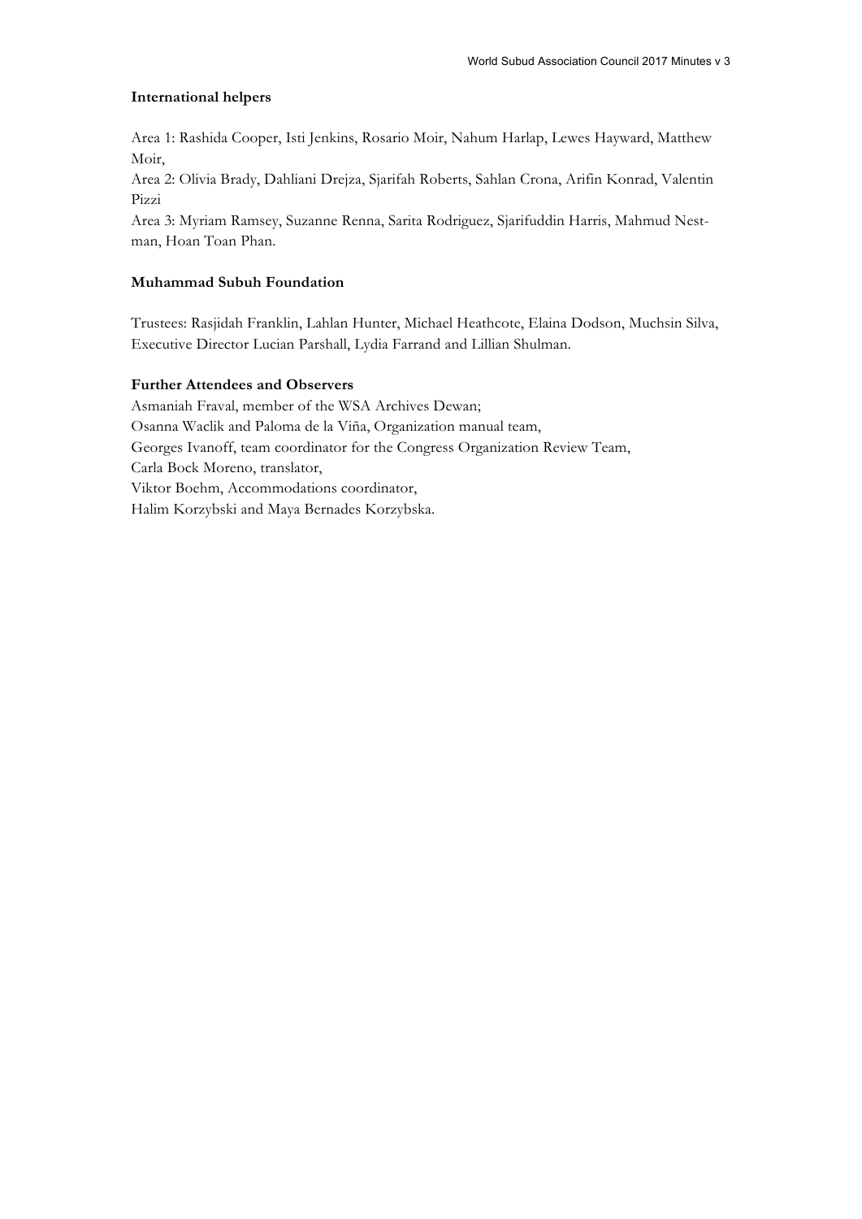**International helpers**

Area 1: Rashida Cooper, Isti Jenkins, Rosario Moir, Nahum Harlap, Lewes Hayward, Matthew Moir,
Area 2: Olivia Brady, Dahliani Drejza, Sjarifah Roberts, Sahlan Crona, Arifin Konrad, Valentin Pizzi
Area 3: Myriam Ramsey, Suzanne Renna, Sarita Rodriguez, Sjarifuddin Harris, Mahmud Nestman, Hoan Toan Phan.

**Muhammad Subuh Foundation**

Trustees: Rasjidah Franklin, Lahlan Hunter, Michael Heathcote, Elaina Dodson, Muchsin Silva, Executive Director Lucian Parshall, Lydia Farrand and Lillian Shulman.

**Further Attendees and Observers**

Asmaniah Fraval, member of the WSA Archives Dewan;
Osanna Waclik and Paloma de la Viña, Organization manual team,
Georges Ivanoff, team coordinator for the Congress Organization Review Team,
Carla Bock Moreno, translator,
Viktor Boehm, Accommodations coordinator,
Halim Korzybski and Maya Bernades Korzybska.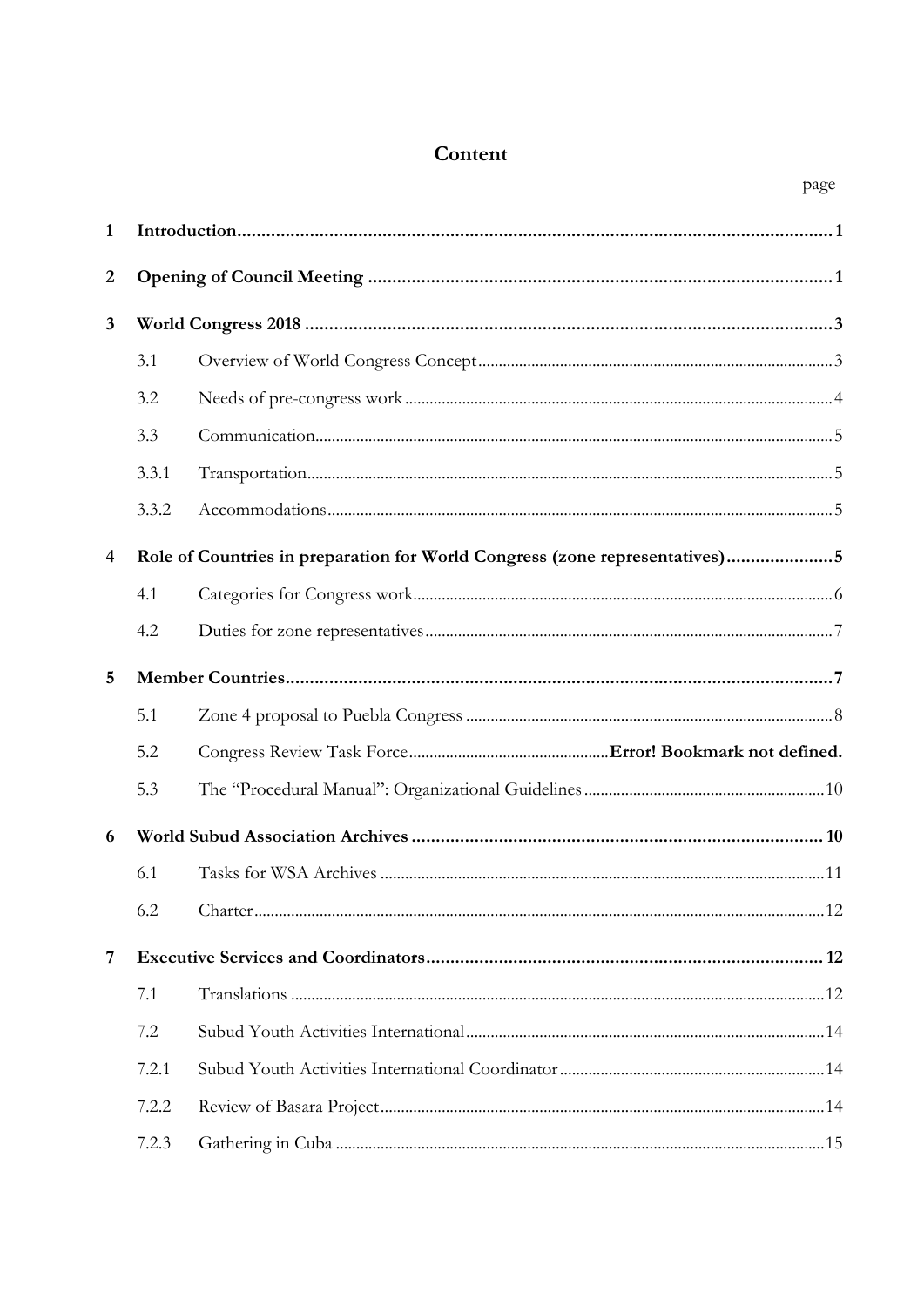# Content

page

| | | |
|---|---|---|
| **1** | **Introduction** | **1** |
| **2** | **Opening of Council Meeting** | **1** |
| **3** | **World Congress 2018** | **3** |
| 3.1 | Overview of World Congress Concept | 3 |
| 3.2 | Needs of pre-congress work | 4 |
| 3.3 | Communication | 5 |
| 3.3.1 | Transportation | 5 |
| 3.3.2 | Accommodations | 5 |
| **4** | **Role of Countries in preparation for World Congress (zone representatives)** | **5** |
| 4.1 | Categories for Congress work | 6 |
| 4.2 | Duties for zone representatives | 7 |
| **5** | **Member Countries** | **7** |
| 5.1 | Zone 4 proposal to Puebla Congress | 8 |
| 5.2 | Congress Review Task Force | **Error! Bookmark not defined.** |
| 5.3 | The "Procedural Manual": Organizational Guidelines | 10 |
| **6** | **World Subud Association Archives** | **10** |
| 6.1 | Tasks for WSA Archives | 11 |
| 6.2 | Charter | 12 |
| **7** | **Executive Services and Coordinators** | **12** |
| 7.1 | Translations | 12 |
| 7.2 | Subud Youth Activities International | 14 |
| 7.2.1 | Subud Youth Activities International Coordinator | 14 |
| 7.2.2 | Review of Basara Project | 14 |
| 7.2.3 | Gathering in Cuba | 15 |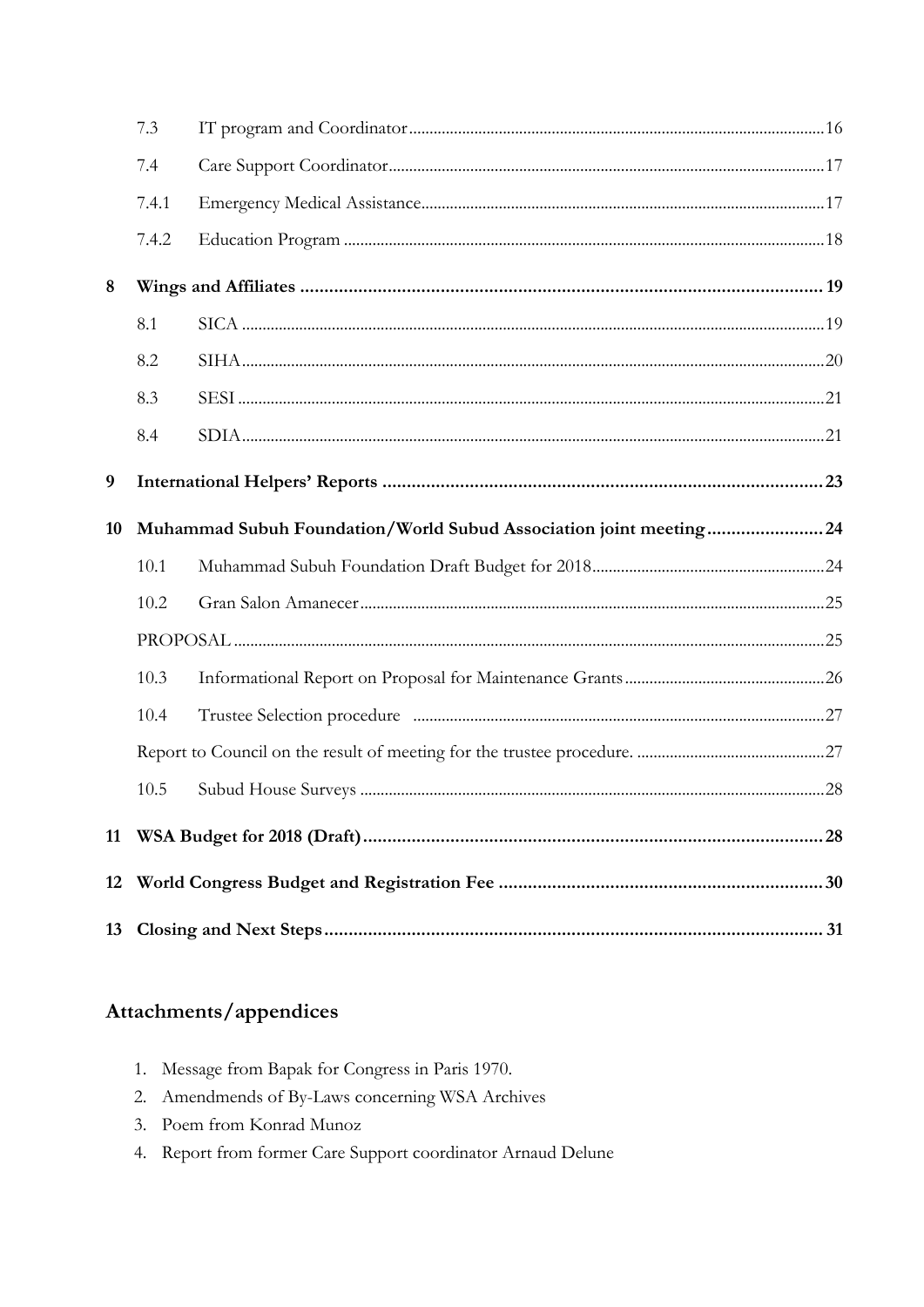| | | |
|---|---|---|
| 7.3 | IT program and Coordinator | 16 |
| 7.4 | Care Support Coordinator | 17 |
| 7.4.1 | Emergency Medical Assistance | 17 |
| 7.4.2 | Education Program | 18 |
| **8** | **Wings and Affiliates** | **19** |
| 8.1 | SICA | 19 |
| 8.2 | SIHA | 20 |
| 8.3 | SESI | 21 |
| 8.4 | SDIA | 21 |
| **9** | **International Helpers' Reports** | **23** |
| **10** | **Muhammad Subuh Foundation/World Subud Association joint meeting** | **24** |
| 10.1 | Muhammad Subuh Foundation Draft Budget for 2018 | 24 |
| 10.2 | Gran Salon Amanecer | 25 |
| | PROPOSAL | 25 |
| 10.3 | Informational Report on Proposal for Maintenance Grants | 26 |
| 10.4 | Trustee Selection procedure | 27 |
| | Report to Council on the result of meeting for the trustee procedure. | 27 |
| 10.5 | Subud House Surveys | 28 |
| **11** | **WSA Budget for 2018 (Draft)** | **28** |
| **12** | **World Congress Budget and Registration Fee** | **30** |
| **13** | **Closing and Next Steps** | **31** |

## Attachments/appendices

1. Message from Bapak for Congress in Paris 1970.
2. Amendmends of By-Laws concerning WSA Archives
3. Poem from Konrad Munoz
4. Report from former Care Support coordinator Arnaud Delune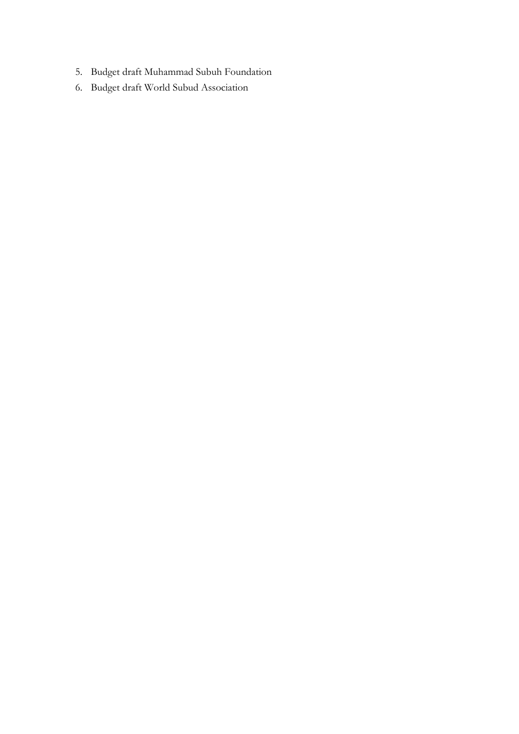5. Budget draft Muhammad Subuh Foundation
6. Budget draft World Subud Association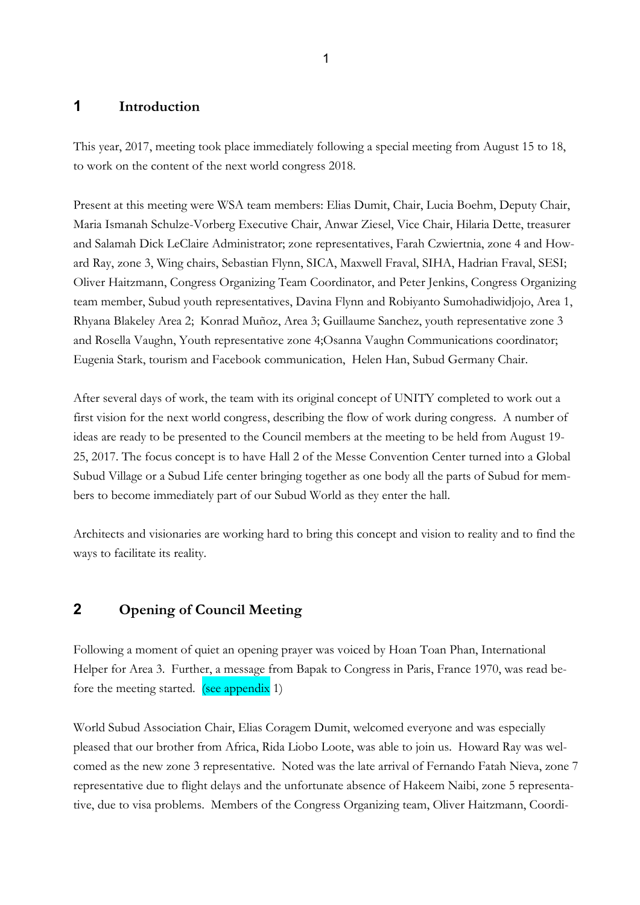## 1 Introduction

This year, 2017, meeting took place immediately following a special meeting from August 15 to 18, to work on the content of the next world congress 2018.

Present at this meeting were WSA team members: Elias Dumit, Chair, Lucia Boehm, Deputy Chair, Maria Ismanah Schulze-Vorberg Executive Chair, Anwar Ziesel, Vice Chair, Hilaria Dette, treasurer and Salamah Dick LeClaire Administrator; zone representatives, Farah Czwiertnia, zone 4 and Howard Ray, zone 3, Wing chairs, Sebastian Flynn, SICA, Maxwell Fraval, SIHA, Hadrian Fraval, SESI; Oliver Haitzmann, Congress Organizing Team Coordinator, and Peter Jenkins, Congress Organizing team member, Subud youth representatives, Davina Flynn and Robiyanto Sumohadiwidjojo, Area 1, Rhyana Blakeley Area 2; Konrad Muñoz, Area 3; Guillaume Sanchez, youth representative zone 3 and Rosella Vaughn, Youth representative zone 4;Osanna Vaughn Communications coordinator; Eugenia Stark, tourism and Facebook communication, Helen Han, Subud Germany Chair.

After several days of work, the team with its original concept of UNITY completed to work out a first vision for the next world congress, describing the flow of work during congress. A number of ideas are ready to be presented to the Council members at the meeting to be held from August 19-25, 2017. The focus concept is to have Hall 2 of the Messe Convention Center turned into a Global Subud Village or a Subud Life center bringing together as one body all the parts of Subud for members to become immediately part of our Subud World as they enter the hall.

Architects and visionaries are working hard to bring this concept and vision to reality and to find the ways to facilitate its reality.

## 2 Opening of Council Meeting

Following a moment of quiet an opening prayer was voiced by Hoan Toan Phan, International Helper for Area 3. Further, a message from Bapak to Congress in Paris, France 1970, was read before the meeting started. (see appendix 1)

World Subud Association Chair, Elias Coragem Dumit, welcomed everyone and was especially pleased that our brother from Africa, Rida Liobo Loote, was able to join us. Howard Ray was welcomed as the new zone 3 representative. Noted was the late arrival of Fernando Fatah Nieva, zone 7 representative due to flight delays and the unfortunate absence of Hakeem Naibi, zone 5 representative, due to visa problems. Members of the Congress Organizing team, Oliver Haitzmann, Coordi-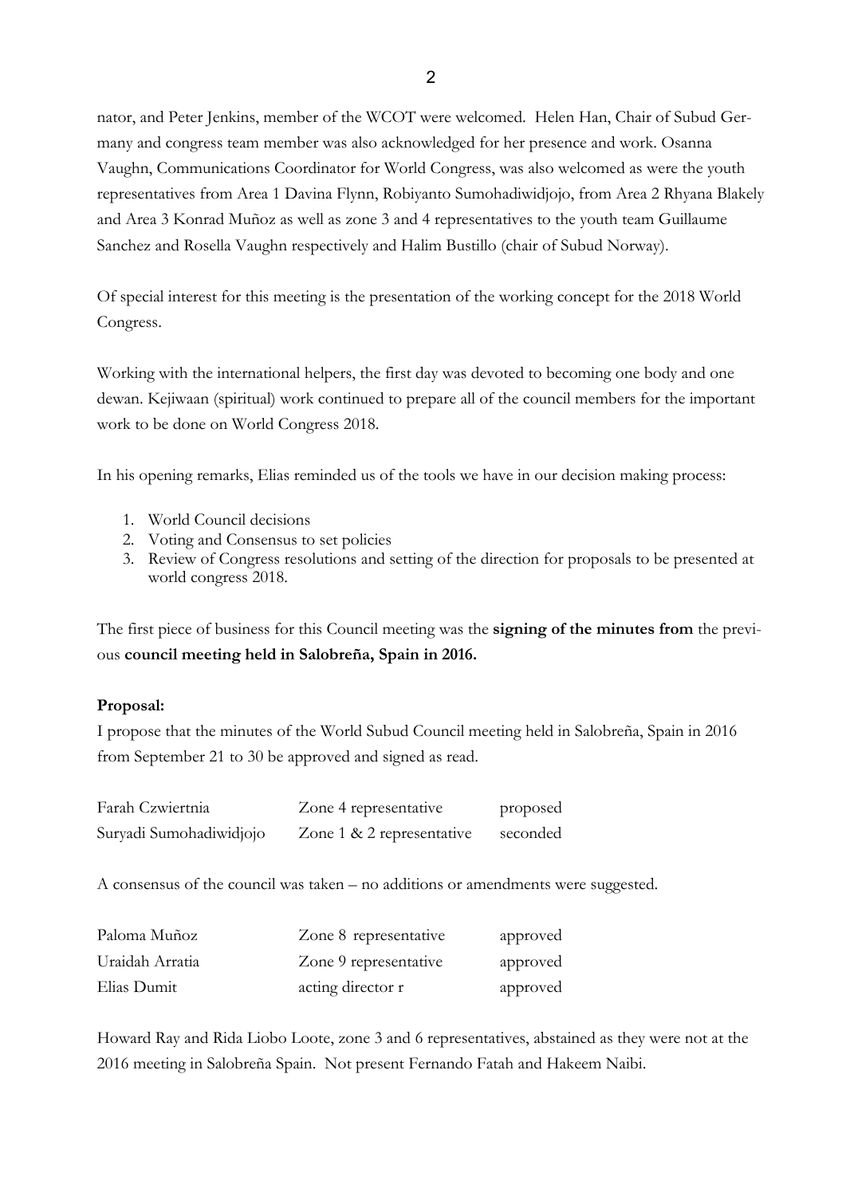nator, and Peter Jenkins, member of the WCOT were welcomed. Helen Han, Chair of Subud Germany and congress team member was also acknowledged for her presence and work. Osanna Vaughn, Communications Coordinator for World Congress, was also welcomed as were the youth representatives from Area 1 Davina Flynn, Robiyanto Sumohadiwidjojo, from Area 2 Rhyana Blakely and Area 3 Konrad Muñoz as well as zone 3 and 4 representatives to the youth team Guillaume Sanchez and Rosella Vaughn respectively and Halim Bustillo (chair of Subud Norway).

Of special interest for this meeting is the presentation of the working concept for the 2018 World Congress.

Working with the international helpers, the first day was devoted to becoming one body and one dewan. Kejiwaan (spiritual) work continued to prepare all of the council members for the important work to be done on World Congress 2018.

In his opening remarks, Elias reminded us of the tools we have in our decision making process:

1. World Council decisions
2. Voting and Consensus to set policies
3. Review of Congress resolutions and setting of the direction for proposals to be presented at world congress 2018.

The first piece of business for this Council meeting was the **signing of the minutes from** the previous **council meeting held in Salobreña, Spain in 2016.**

**Proposal:**

I propose that the minutes of the World Subud Council meeting held in Salobreña, Spain in 2016 from September 21 to 30 be approved and signed as read.

| | | |
|---|---|---|
| Farah Czwiertnia | Zone 4 representative | proposed |
| Suryadi Sumohadiwidjojo | Zone 1 & 2 representative | seconded |

A consensus of the council was taken – no additions or amendments were suggested.

| | | |
|---|---|---|
| Paloma Muñoz | Zone 8 representative | approved |
| Uraidah Arratia | Zone 9 representative | approved |
| Elias Dumit | acting director r | approved |

Howard Ray and Rida Liobo Loote, zone 3 and 6 representatives, abstained as they were not at the 2016 meeting in Salobreña Spain. Not present Fernando Fatah and Hakeem Naibi.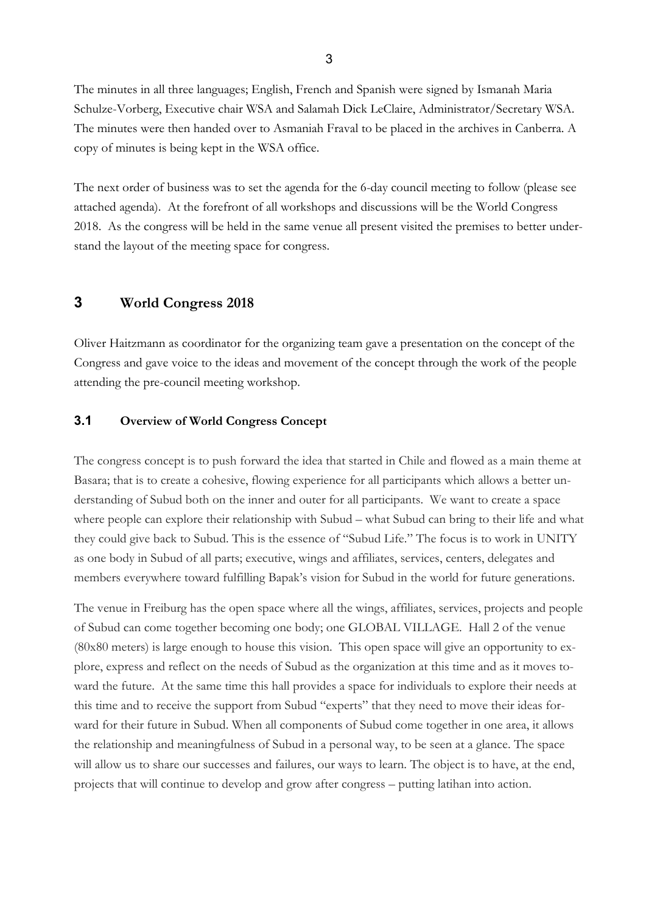The minutes in all three languages; English, French and Spanish were signed by Ismanah Maria Schulze-Vorberg, Executive chair WSA and Salamah Dick LeClaire, Administrator/Secretary WSA. The minutes were then handed over to Asmaniah Fraval to be placed in the archives in Canberra. A copy of minutes is being kept in the WSA office.

The next order of business was to set the agenda for the 6-day council meeting to follow (please see attached agenda). At the forefront of all workshops and discussions will be the World Congress 2018. As the congress will be held in the same venue all present visited the premises to better understand the layout of the meeting space for congress.

## 3 World Congress 2018

Oliver Haitzmann as coordinator for the organizing team gave a presentation on the concept of the Congress and gave voice to the ideas and movement of the concept through the work of the people attending the pre-council meeting workshop.

### 3.1 Overview of World Congress Concept

The congress concept is to push forward the idea that started in Chile and flowed as a main theme at Basara; that is to create a cohesive, flowing experience for all participants which allows a better understanding of Subud both on the inner and outer for all participants. We want to create a space where people can explore their relationship with Subud – what Subud can bring to their life and what they could give back to Subud. This is the essence of "Subud Life." The focus is to work in UNITY as one body in Subud of all parts; executive, wings and affiliates, services, centers, delegates and members everywhere toward fulfilling Bapak's vision for Subud in the world for future generations.

The venue in Freiburg has the open space where all the wings, affiliates, services, projects and people of Subud can come together becoming one body; one GLOBAL VILLAGE. Hall 2 of the venue (80x80 meters) is large enough to house this vision. This open space will give an opportunity to explore, express and reflect on the needs of Subud as the organization at this time and as it moves toward the future. At the same time this hall provides a space for individuals to explore their needs at this time and to receive the support from Subud "experts" that they need to move their ideas forward for their future in Subud. When all components of Subud come together in one area, it allows the relationship and meaningfulness of Subud in a personal way, to be seen at a glance. The space will allow us to share our successes and failures, our ways to learn. The object is to have, at the end, projects that will continue to develop and grow after congress – putting latihan into action.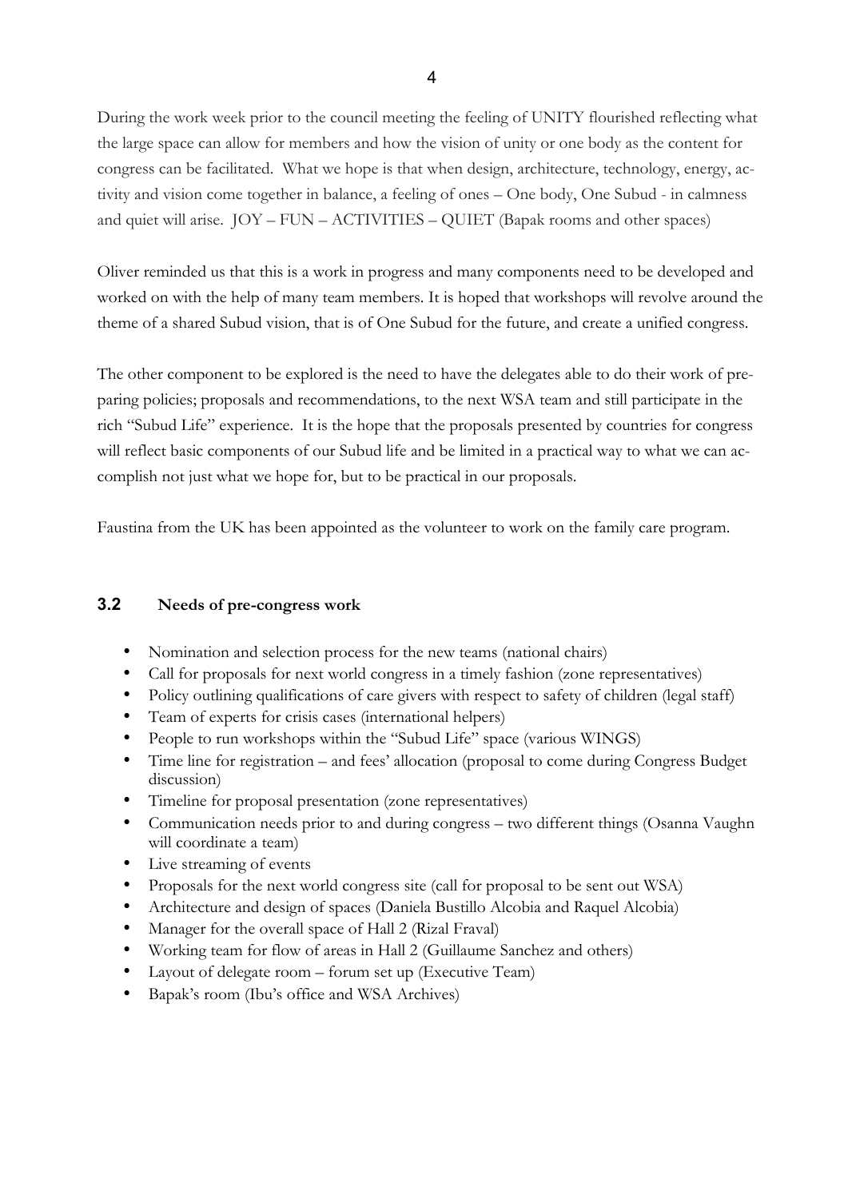During the work week prior to the council meeting the feeling of UNITY flourished reflecting what the large space can allow for members and how the vision of unity or one body as the content for congress can be facilitated. What we hope is that when design, architecture, technology, energy, activity and vision come together in balance, a feeling of ones – One body, One Subud - in calmness and quiet will arise. JOY – FUN – ACTIVITIES – QUIET (Bapak rooms and other spaces)

Oliver reminded us that this is a work in progress and many components need to be developed and worked on with the help of many team members. It is hoped that workshops will revolve around the theme of a shared Subud vision, that is of One Subud for the future, and create a unified congress.

The other component to be explored is the need to have the delegates able to do their work of preparing policies; proposals and recommendations, to the next WSA team and still participate in the rich "Subud Life" experience. It is the hope that the proposals presented by countries for congress will reflect basic components of our Subud life and be limited in a practical way to what we can accomplish not just what we hope for, but to be practical in our proposals.

Faustina from the UK has been appointed as the volunteer to work on the family care program.

### 3.2 Needs of pre-congress work

- Nomination and selection process for the new teams (national chairs)
- Call for proposals for next world congress in a timely fashion (zone representatives)
- Policy outlining qualifications of care givers with respect to safety of children (legal staff)
- Team of experts for crisis cases (international helpers)
- People to run workshops within the "Subud Life" space (various WINGS)
- Time line for registration – and fees' allocation (proposal to come during Congress Budget discussion)
- Timeline for proposal presentation (zone representatives)
- Communication needs prior to and during congress – two different things (Osanna Vaughn will coordinate a team)
- Live streaming of events
- Proposals for the next world congress site (call for proposal to be sent out WSA)
- Architecture and design of spaces (Daniela Bustillo Alcobia and Raquel Alcobia)
- Manager for the overall space of Hall 2 (Rizal Fraval)
- Working team for flow of areas in Hall 2 (Guillaume Sanchez and others)
- Layout of delegate room – forum set up (Executive Team)
- Bapak's room (Ibu's office and WSA Archives)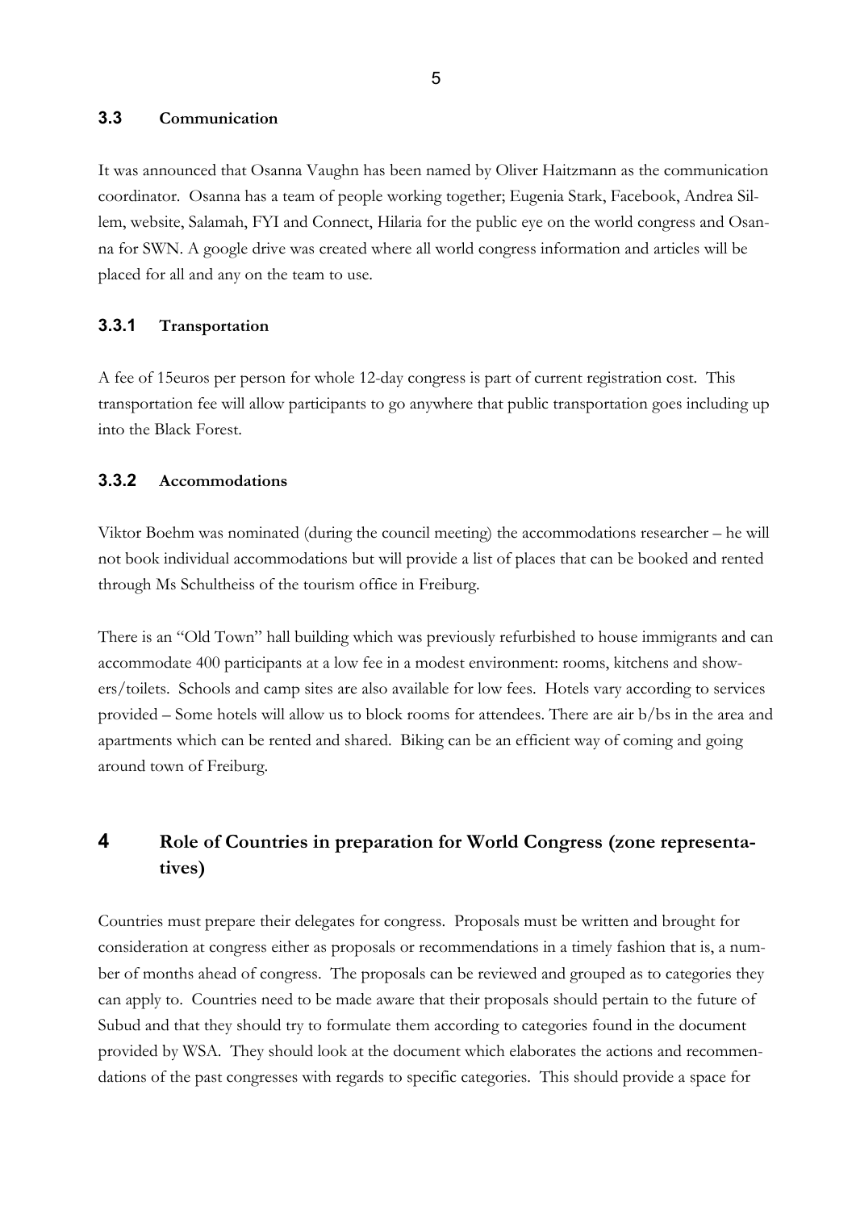### 3.3 Communication

It was announced that Osanna Vaughn has been named by Oliver Haitzmann as the communication coordinator. Osanna has a team of people working together; Eugenia Stark, Facebook, Andrea Sillem, website, Salamah, FYI and Connect, Hilaria for the public eye on the world congress and Osanna for SWN. A google drive was created where all world congress information and articles will be placed for all and any on the team to use.

#### 3.3.1 Transportation

A fee of 15euros per person for whole 12-day congress is part of current registration cost. This transportation fee will allow participants to go anywhere that public transportation goes including up into the Black Forest.

#### 3.3.2 Accommodations

Viktor Boehm was nominated (during the council meeting) the accommodations researcher – he will not book individual accommodations but will provide a list of places that can be booked and rented through Ms Schultheiss of the tourism office in Freiburg.

There is an "Old Town" hall building which was previously refurbished to house immigrants and can accommodate 400 participants at a low fee in a modest environment: rooms, kitchens and showers/toilets. Schools and camp sites are also available for low fees. Hotels vary according to services provided – Some hotels will allow us to block rooms for attendees. There are air b/bs in the area and apartments which can be rented and shared. Biking can be an efficient way of coming and going around town of Freiburg.

## 4 Role of Countries in preparation for World Congress (zone representatives)

Countries must prepare their delegates for congress. Proposals must be written and brought for consideration at congress either as proposals or recommendations in a timely fashion that is, a number of months ahead of congress. The proposals can be reviewed and grouped as to categories they can apply to. Countries need to be made aware that their proposals should pertain to the future of Subud and that they should try to formulate them according to categories found in the document provided by WSA. They should look at the document which elaborates the actions and recommendations of the past congresses with regards to specific categories. This should provide a space for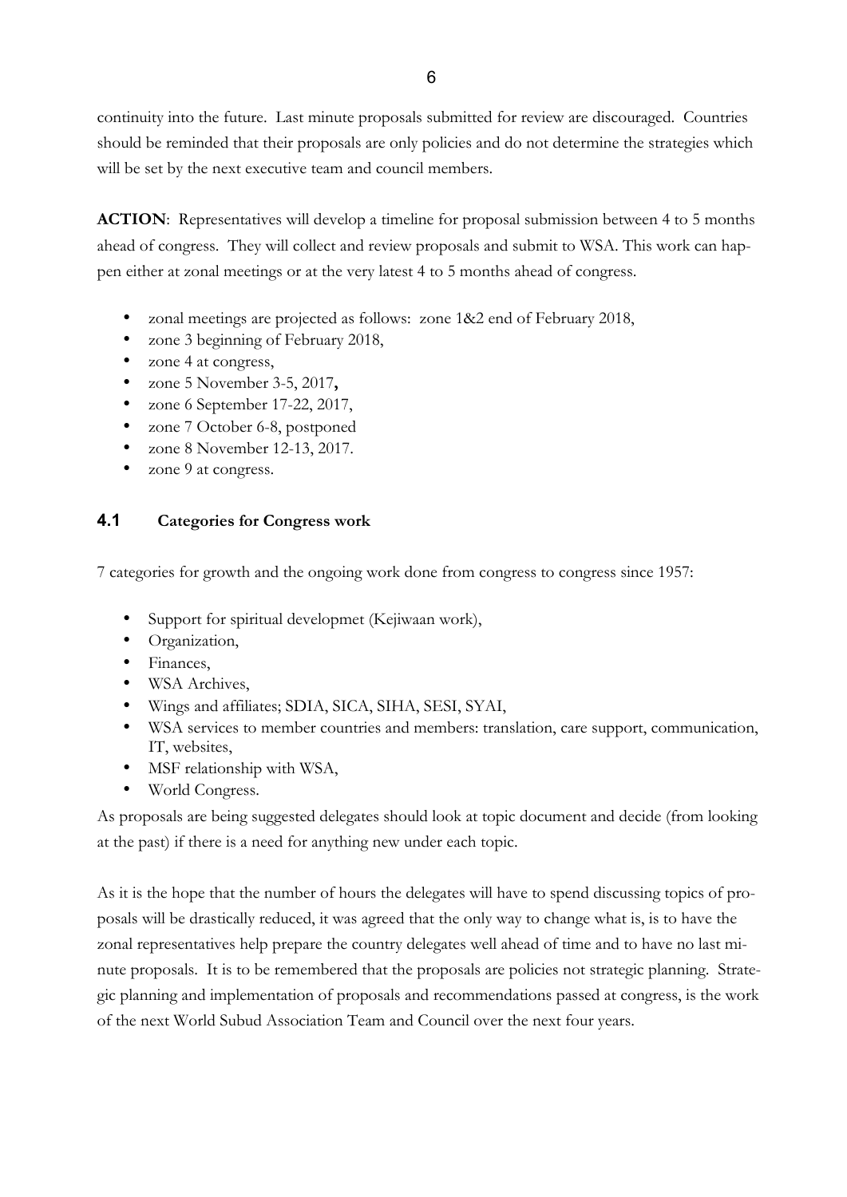continuity into the future. Last minute proposals submitted for review are discouraged. Countries should be reminded that their proposals are only policies and do not determine the strategies which will be set by the next executive team and council members.

**ACTION**: Representatives will develop a timeline for proposal submission between 4 to 5 months ahead of congress. They will collect and review proposals and submit to WSA. This work can happen either at zonal meetings or at the very latest 4 to 5 months ahead of congress.

- zonal meetings are projected as follows: zone 1&2 end of February 2018,
- zone 3 beginning of February 2018,
- zone 4 at congress,
- zone 5 November 3-5, 2017**,**
- zone 6 September 17-22, 2017,
- zone 7 October 6-8, postponed
- zone 8 November 12-13, 2017.
- zone 9 at congress.

### 4.1 Categories for Congress work

7 categories for growth and the ongoing work done from congress to congress since 1957:

- Support for spiritual developmet (Kejiwaan work),
- Organization,
- Finances,
- WSA Archives,
- Wings and affiliates; SDIA, SICA, SIHA, SESI, SYAI,
- WSA services to member countries and members: translation, care support, communication, IT, websites,
- MSF relationship with WSA,
- World Congress.

As proposals are being suggested delegates should look at topic document and decide (from looking at the past) if there is a need for anything new under each topic.

As it is the hope that the number of hours the delegates will have to spend discussing topics of proposals will be drastically reduced, it was agreed that the only way to change what is, is to have the zonal representatives help prepare the country delegates well ahead of time and to have no last minute proposals. It is to be remembered that the proposals are policies not strategic planning. Strategic planning and implementation of proposals and recommendations passed at congress, is the work of the next World Subud Association Team and Council over the next four years.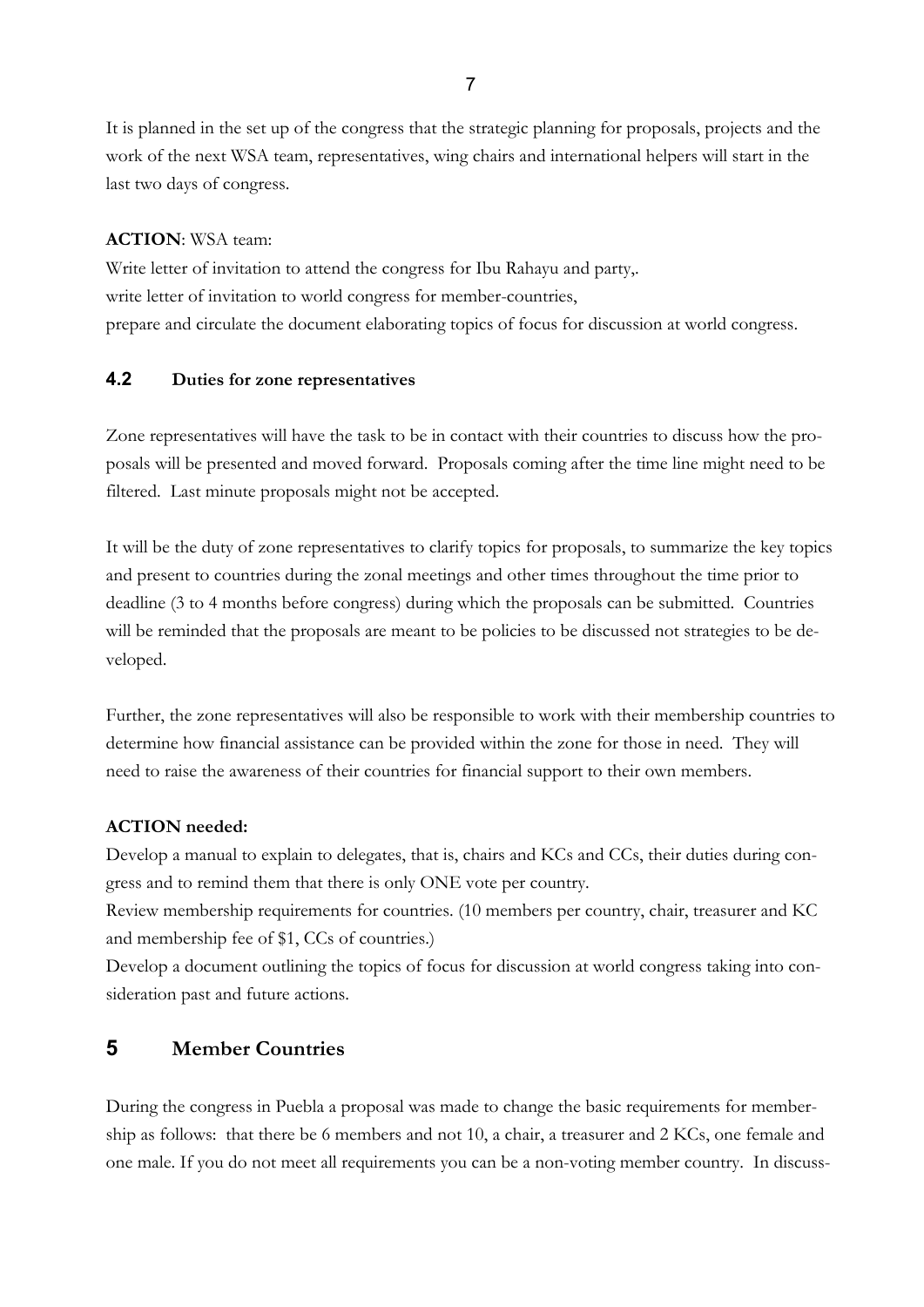It is planned in the set up of the congress that the strategic planning for proposals, projects and the work of the next WSA team, representatives, wing chairs and international helpers will start in the last two days of congress.

**ACTION**: WSA team:

Write letter of invitation to attend the congress for Ibu Rahayu and party,.
write letter of invitation to world congress for member-countries,
prepare and circulate the document elaborating topics of focus for discussion at world congress.

## 4.2 Duties for zone representatives

Zone representatives will have the task to be in contact with their countries to discuss how the proposals will be presented and moved forward. Proposals coming after the time line might need to be filtered. Last minute proposals might not be accepted.

It will be the duty of zone representatives to clarify topics for proposals, to summarize the key topics and present to countries during the zonal meetings and other times throughout the time prior to deadline (3 to 4 months before congress) during which the proposals can be submitted. Countries will be reminded that the proposals are meant to be policies to be discussed not strategies to be developed.

Further, the zone representatives will also be responsible to work with their membership countries to determine how financial assistance can be provided within the zone for those in need. They will need to raise the awareness of their countries for financial support to their own members.

**ACTION needed:**

Develop a manual to explain to delegates, that is, chairs and KCs and CCs, their duties during congress and to remind them that there is only ONE vote per country.
Review membership requirements for countries. (10 members per country, chair, treasurer and KC and membership fee of $1, CCs of countries.)
Develop a document outlining the topics of focus for discussion at world congress taking into consideration past and future actions.

# 5 Member Countries

During the congress in Puebla a proposal was made to change the basic requirements for membership as follows: that there be 6 members and not 10, a chair, a treasurer and 2 KCs, one female and one male. If you do not meet all requirements you can be a non-voting member country. In discuss-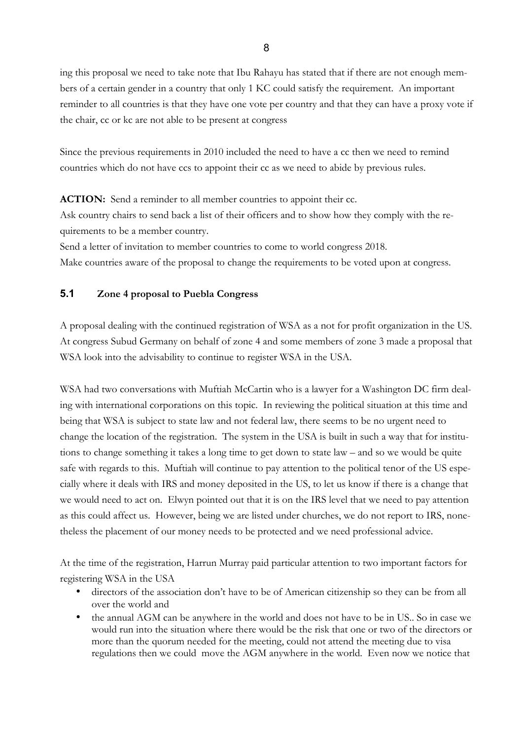ing this proposal we need to take note that Ibu Rahayu has stated that if there are not enough members of a certain gender in a country that only 1 KC could satisfy the requirement. An important reminder to all countries is that they have one vote per country and that they can have a proxy vote if the chair, cc or kc are not able to be present at congress

Since the previous requirements in 2010 included the need to have a cc then we need to remind countries which do not have ccs to appoint their cc as we need to abide by previous rules.

**ACTION:** Send a reminder to all member countries to appoint their cc.
Ask country chairs to send back a list of their officers and to show how they comply with the requirements to be a member country.
Send a letter of invitation to member countries to come to world congress 2018.
Make countries aware of the proposal to change the requirements to be voted upon at congress.

### 5.1 Zone 4 proposal to Puebla Congress

A proposal dealing with the continued registration of WSA as a not for profit organization in the US. At congress Subud Germany on behalf of zone 4 and some members of zone 3 made a proposal that WSA look into the advisability to continue to register WSA in the USA.

WSA had two conversations with Muftiah McCartin who is a lawyer for a Washington DC firm dealing with international corporations on this topic. In reviewing the political situation at this time and being that WSA is subject to state law and not federal law, there seems to be no urgent need to change the location of the registration. The system in the USA is built in such a way that for institutions to change something it takes a long time to get down to state law – and so we would be quite safe with regards to this. Muftiah will continue to pay attention to the political tenor of the US especially where it deals with IRS and money deposited in the US, to let us know if there is a change that we would need to act on. Elwyn pointed out that it is on the IRS level that we need to pay attention as this could affect us. However, being we are listed under churches, we do not report to IRS, nonetheless the placement of our money needs to be protected and we need professional advice.

At the time of the registration, Harrun Murray paid particular attention to two important factors for registering WSA in the USA

- directors of the association don't have to be of American citizenship so they can be from all over the world and
- the annual AGM can be anywhere in the world and does not have to be in US.. So in case we would run into the situation where there would be the risk that one or two of the directors or more than the quorum needed for the meeting, could not attend the meeting due to visa regulations then we could move the AGM anywhere in the world. Even now we notice that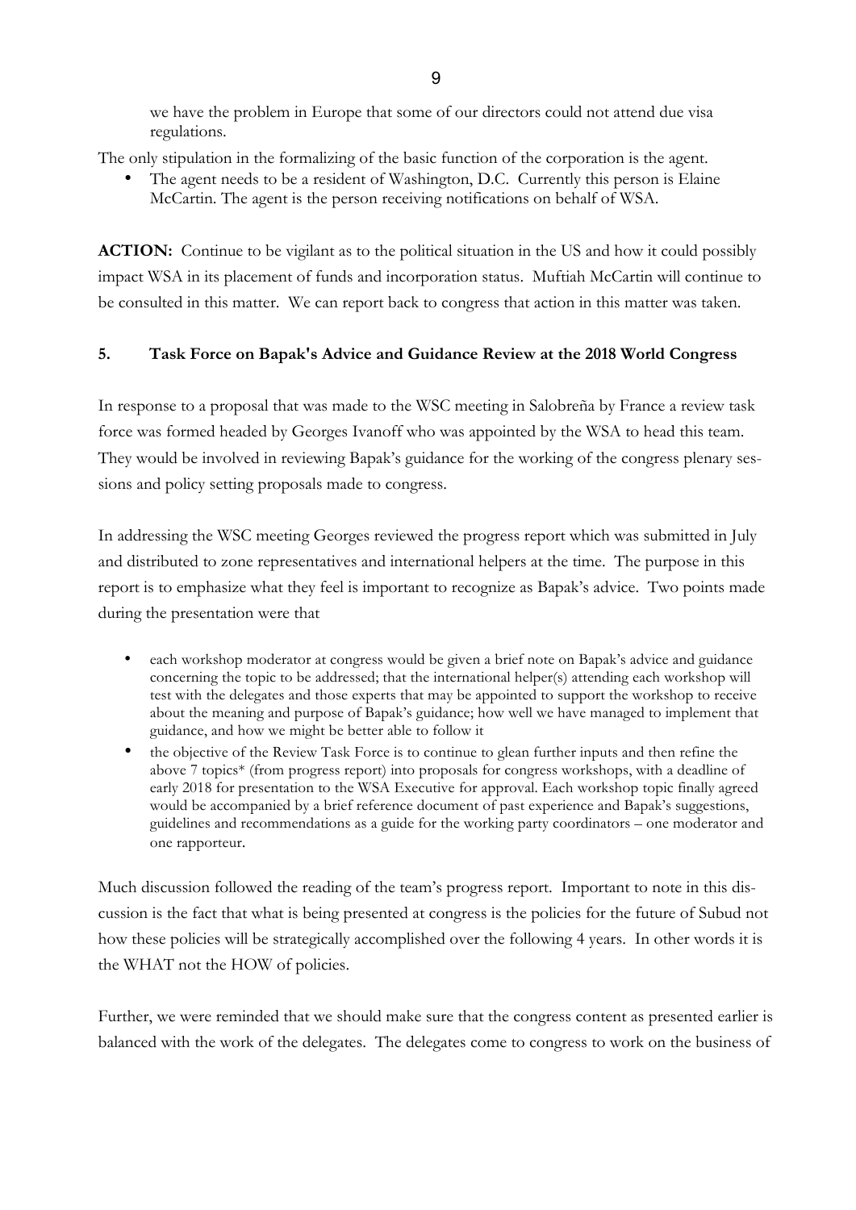we have the problem in Europe that some of our directors could not attend due visa regulations.

The only stipulation in the formalizing of the basic function of the corporation is the agent.

- The agent needs to be a resident of Washington, D.C. Currently this person is Elaine McCartin. The agent is the person receiving notifications on behalf of WSA.

**ACTION:** Continue to be vigilant as to the political situation in the US and how it could possibly impact WSA in its placement of funds and incorporation status. Muftiah McCartin will continue to be consulted in this matter. We can report back to congress that action in this matter was taken.

## 5. Task Force on Bapak's Advice and Guidance Review at the 2018 World Congress

In response to a proposal that was made to the WSC meeting in Salobreña by France a review task force was formed headed by Georges Ivanoff who was appointed by the WSA to head this team. They would be involved in reviewing Bapak's guidance for the working of the congress plenary sessions and policy setting proposals made to congress.

In addressing the WSC meeting Georges reviewed the progress report which was submitted in July and distributed to zone representatives and international helpers at the time. The purpose in this report is to emphasize what they feel is important to recognize as Bapak's advice. Two points made during the presentation were that

- each workshop moderator at congress would be given a brief note on Bapak's advice and guidance concerning the topic to be addressed; that the international helper(s) attending each workshop will test with the delegates and those experts that may be appointed to support the workshop to receive about the meaning and purpose of Bapak's guidance; how well we have managed to implement that guidance, and how we might be better able to follow it
- the objective of the Review Task Force is to continue to glean further inputs and then refine the above 7 topics* (from progress report) into proposals for congress workshops, with a deadline of early 2018 for presentation to the WSA Executive for approval. Each workshop topic finally agreed would be accompanied by a brief reference document of past experience and Bapak's suggestions, guidelines and recommendations as a guide for the working party coordinators – one moderator and one rapporteur.

Much discussion followed the reading of the team's progress report. Important to note in this discussion is the fact that what is being presented at congress is the policies for the future of Subud not how these policies will be strategically accomplished over the following 4 years. In other words it is the WHAT not the HOW of policies.

Further, we were reminded that we should make sure that the congress content as presented earlier is balanced with the work of the delegates. The delegates come to congress to work on the business of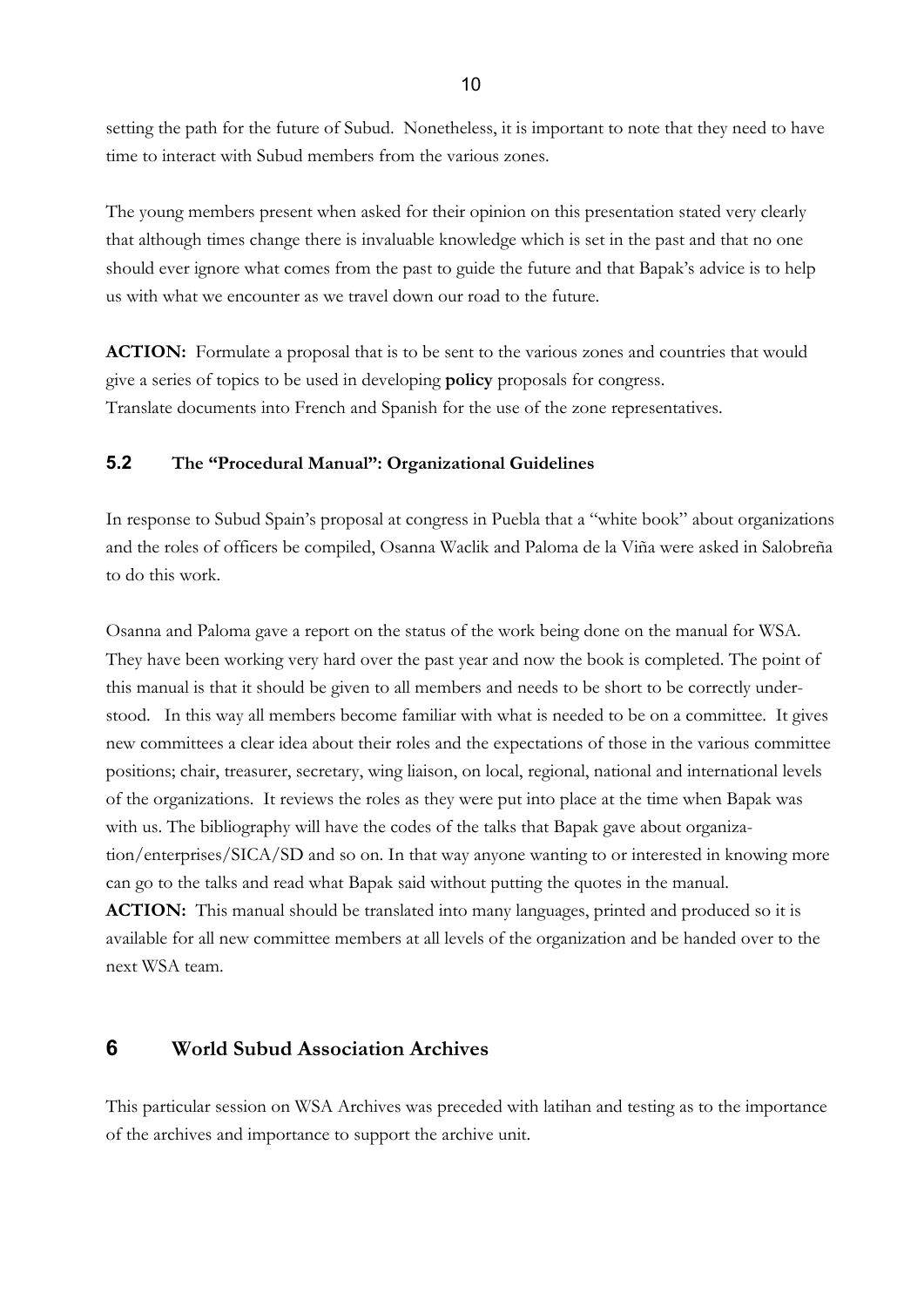setting the path for the future of Subud. Nonetheless, it is important to note that they need to have time to interact with Subud members from the various zones.

The young members present when asked for their opinion on this presentation stated very clearly that although times change there is invaluable knowledge which is set in the past and that no one should ever ignore what comes from the past to guide the future and that Bapak's advice is to help us with what we encounter as we travel down our road to the future.

**ACTION:** Formulate a proposal that is to be sent to the various zones and countries that would give a series of topics to be used in developing **policy** proposals for congress.
Translate documents into French and Spanish for the use of the zone representatives.

### 5.2 The "Procedural Manual": Organizational Guidelines

In response to Subud Spain's proposal at congress in Puebla that a "white book" about organizations and the roles of officers be compiled, Osanna Waclik and Paloma de la Viña were asked in Salobreña to do this work.

Osanna and Paloma gave a report on the status of the work being done on the manual for WSA. They have been working very hard over the past year and now the book is completed. The point of this manual is that it should be given to all members and needs to be short to be correctly understood. In this way all members become familiar with what is needed to be on a committee. It gives new committees a clear idea about their roles and the expectations of those in the various committee positions; chair, treasurer, secretary, wing liaison, on local, regional, national and international levels of the organizations. It reviews the roles as they were put into place at the time when Bapak was with us. The bibliography will have the codes of the talks that Bapak gave about organization/enterprises/SICA/SD and so on. In that way anyone wanting to or interested in knowing more can go to the talks and read what Bapak said without putting the quotes in the manual.
**ACTION:** This manual should be translated into many languages, printed and produced so it is available for all new committee members at all levels of the organization and be handed over to the next WSA team.

## 6 World Subud Association Archives

This particular session on WSA Archives was preceded with latihan and testing as to the importance of the archives and importance to support the archive unit.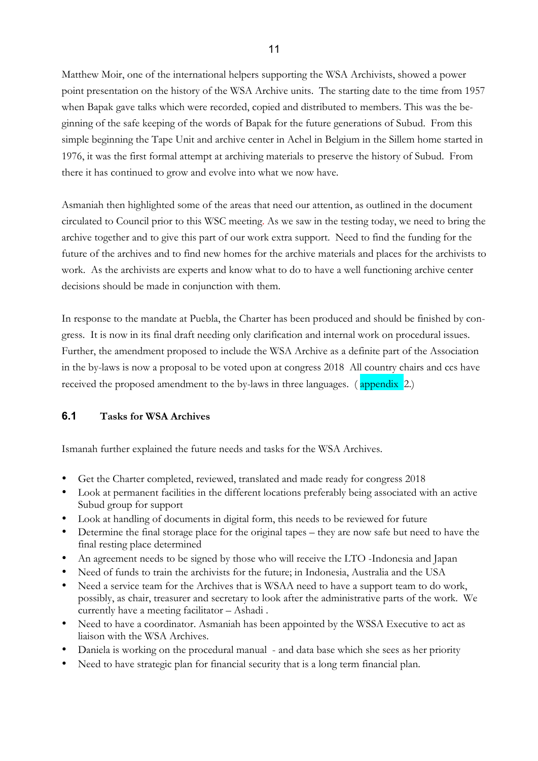Matthew Moir, one of the international helpers supporting the WSA Archivists, showed a power point presentation on the history of the WSA Archive units. The starting date to the time from 1957 when Bapak gave talks which were recorded, copied and distributed to members. This was the beginning of the safe keeping of the words of Bapak for the future generations of Subud. From this simple beginning the Tape Unit and archive center in Achel in Belgium in the Sillem home started in 1976, it was the first formal attempt at archiving materials to preserve the history of Subud. From there it has continued to grow and evolve into what we now have.

Asmaniah then highlighted some of the areas that need our attention, as outlined in the document circulated to Council prior to this WSC meeting. As we saw in the testing today, we need to bring the archive together and to give this part of our work extra support. Need to find the funding for the future of the archives and to find new homes for the archive materials and places for the archivists to work. As the archivists are experts and know what to do to have a well functioning archive center decisions should be made in conjunction with them.

In response to the mandate at Puebla, the Charter has been produced and should be finished by congress. It is now in its final draft needing only clarification and internal work on procedural issues. Further, the amendment proposed to include the WSA Archive as a definite part of the Association in the by-laws is now a proposal to be voted upon at congress 2018 All country chairs and ccs have received the proposed amendment to the by-laws in three languages. ( appendix 2.)

### 6.1 Tasks for WSA Archives

Ismanah further explained the future needs and tasks for the WSA Archives.

- Get the Charter completed, reviewed, translated and made ready for congress 2018
- Look at permanent facilities in the different locations preferably being associated with an active Subud group for support
- Look at handling of documents in digital form, this needs to be reviewed for future
- Determine the final storage place for the original tapes – they are now safe but need to have the final resting place determined
- An agreement needs to be signed by those who will receive the LTO -Indonesia and Japan
- Need of funds to train the archivists for the future; in Indonesia, Australia and the USA
- Need a service team for the Archives that is WSAA need to have a support team to do work, possibly, as chair, treasurer and secretary to look after the administrative parts of the work. We currently have a meeting facilitator – Ashadi .
- Need to have a coordinator. Asmaniah has been appointed by the WSSA Executive to act as liaison with the WSA Archives.
- Daniela is working on the procedural manual - and data base which she sees as her priority
- Need to have strategic plan for financial security that is a long term financial plan.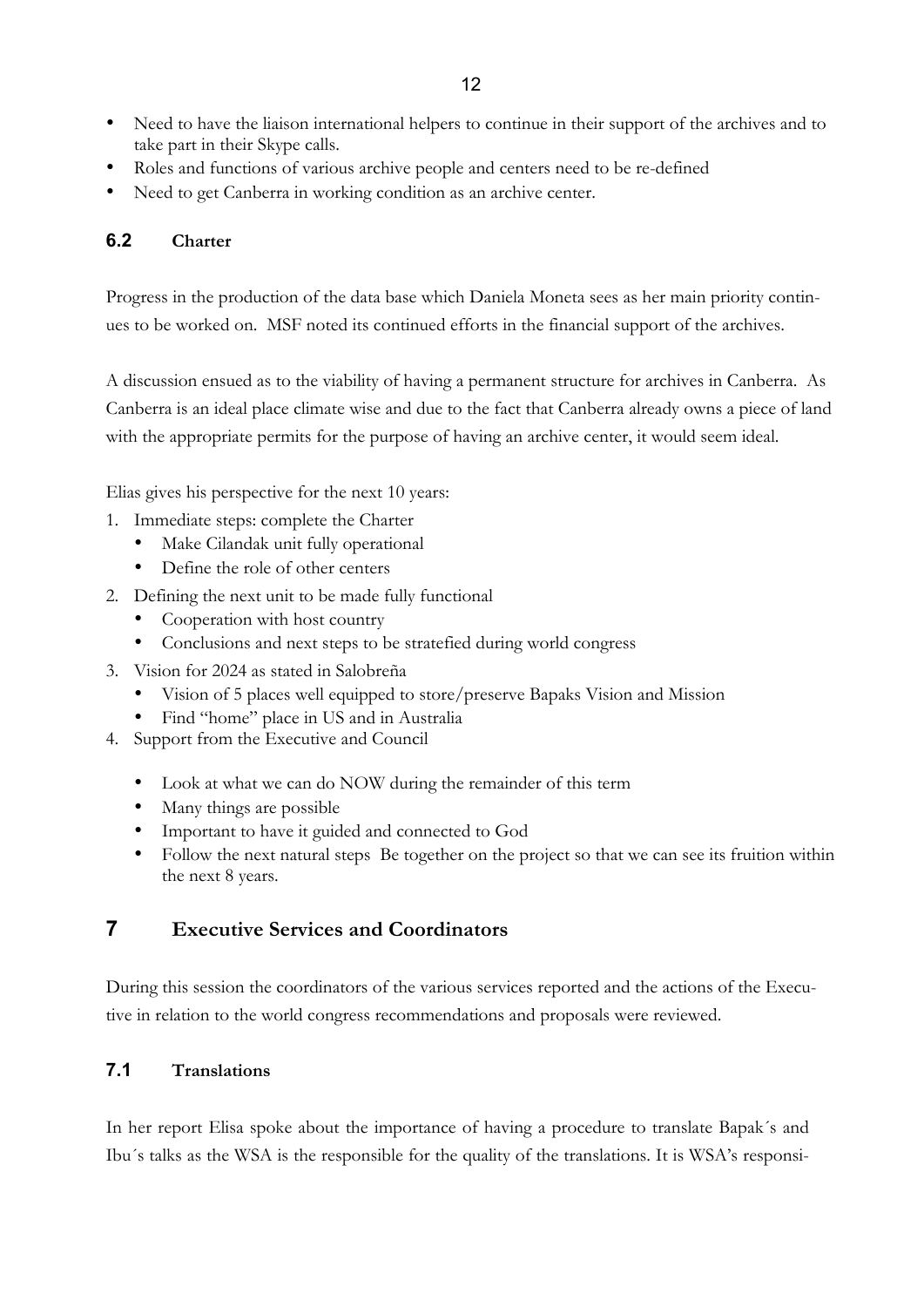- Need to have the liaison international helpers to continue in their support of the archives and to take part in their Skype calls.
- Roles and functions of various archive people and centers need to be re-defined
- Need to get Canberra in working condition as an archive center.

### 6.2 Charter

Progress in the production of the data base which Daniela Moneta sees as her main priority continues to be worked on. MSF noted its continued efforts in the financial support of the archives.

A discussion ensued as to the viability of having a permanent structure for archives in Canberra. As Canberra is an ideal place climate wise and due to the fact that Canberra already owns a piece of land with the appropriate permits for the purpose of having an archive center, it would seem ideal.

Elias gives his perspective for the next 10 years:

1. Immediate steps: complete the Charter
   - Make Cilandak unit fully operational
   - Define the role of other centers
2. Defining the next unit to be made fully functional
   - Cooperation with host country
   - Conclusions and next steps to be stratefied during world congress
3. Vision for 2024 as stated in Salobreña
   - Vision of 5 places well equipped to store/preserve Bapaks Vision and Mission
   - Find "home" place in US and in Australia
4. Support from the Executive and Council

   - Look at what we can do NOW during the remainder of this term
   - Many things are possible
   - Important to have it guided and connected to God
   - Follow the next natural steps Be together on the project so that we can see its fruition within the next 8 years.

## 7 Executive Services and Coordinators

During this session the coordinators of the various services reported and the actions of the Executive in relation to the world congress recommendations and proposals were reviewed.

### 7.1 Translations

In her report Elisa spoke about the importance of having a procedure to translate Bapak´s and Ibu´s talks as the WSA is the responsible for the quality of the translations. It is WSA's responsi-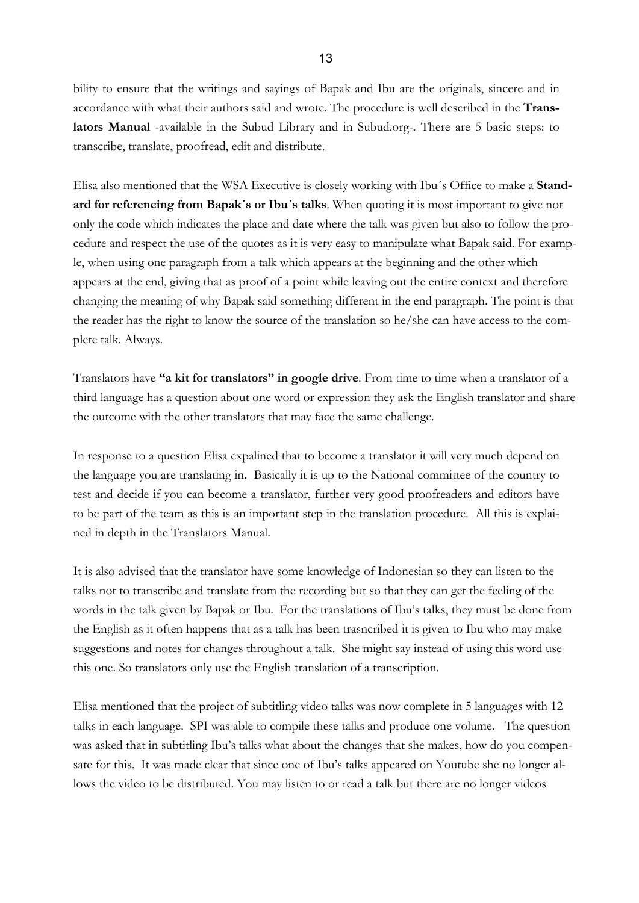bility to ensure that the writings and sayings of Bapak and Ibu are the originals, sincere and in accordance with what their authors said and wrote. The procedure is well described in the **Translators Manual** -available in the Subud Library and in Subud.org-. There are 5 basic steps: to transcribe, translate, proofread, edit and distribute.

Elisa also mentioned that the WSA Executive is closely working with Ibu´s Office to make a **Standard for referencing from Bapak´s or Ibu´s talks**. When quoting it is most important to give not only the code which indicates the place and date where the talk was given but also to follow the procedure and respect the use of the quotes as it is very easy to manipulate what Bapak said. For example, when using one paragraph from a talk which appears at the beginning and the other which appears at the end, giving that as proof of a point while leaving out the entire context and therefore changing the meaning of why Bapak said something different in the end paragraph. The point is that the reader has the right to know the source of the translation so he/she can have access to the complete talk. Always.

Translators have **"a kit for translators" in google drive**. From time to time when a translator of a third language has a question about one word or expression they ask the English translator and share the outcome with the other translators that may face the same challenge.

In response to a question Elisa expalined that to become a translator it will very much depend on the language you are translating in. Basically it is up to the National committee of the country to test and decide if you can become a translator, further very good proofreaders and editors have to be part of the team as this is an important step in the translation procedure. All this is explained in depth in the Translators Manual.

It is also advised that the translator have some knowledge of Indonesian so they can listen to the talks not to transcribe and translate from the recording but so that they can get the feeling of the words in the talk given by Bapak or Ibu. For the translations of Ibu's talks, they must be done from the English as it often happens that as a talk has been trasncribed it is given to Ibu who may make suggestions and notes for changes throughout a talk. She might say instead of using this word use this one. So translators only use the English translation of a transcription.

Elisa mentioned that the project of subtitling video talks was now complete in 5 languages with 12 talks in each language. SPI was able to compile these talks and produce one volume. The question was asked that in subtitling Ibu's talks what about the changes that she makes, how do you compensate for this. It was made clear that since one of Ibu's talks appeared on Youtube she no longer allows the video to be distributed. You may listen to or read a talk but there are no longer videos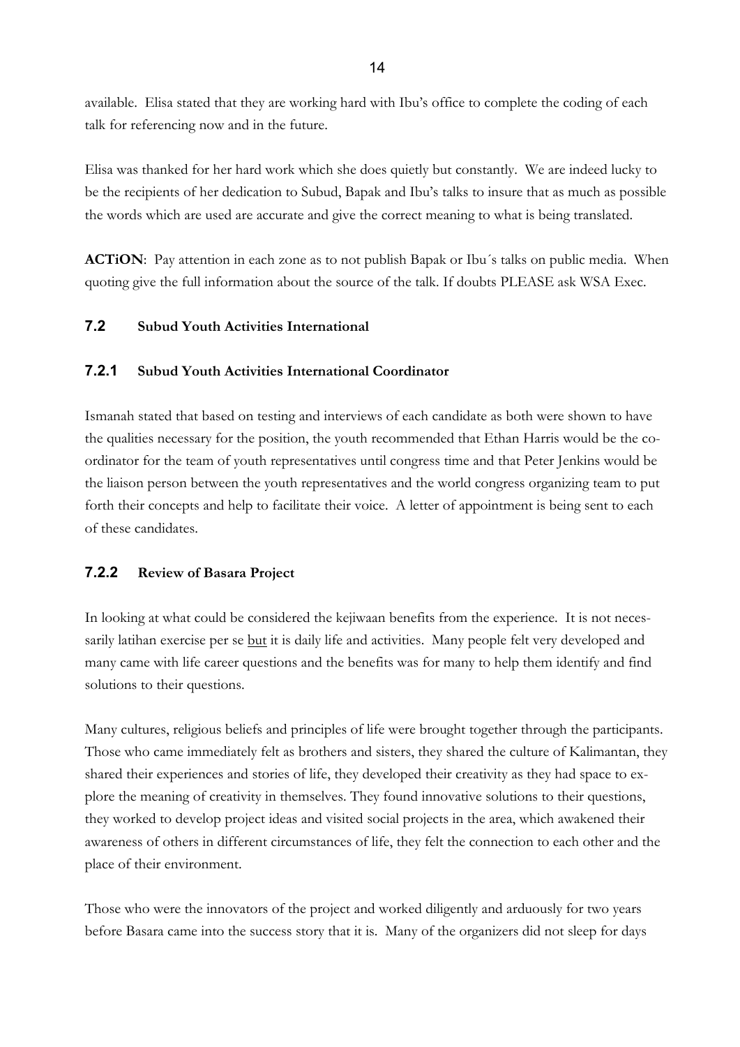available. Elisa stated that they are working hard with Ibu's office to complete the coding of each talk for referencing now and in the future.

Elisa was thanked for her hard work which she does quietly but constantly. We are indeed lucky to be the recipients of her dedication to Subud, Bapak and Ibu's talks to insure that as much as possible the words which are used are accurate and give the correct meaning to what is being translated.

**ACTiON**: Pay attention in each zone as to not publish Bapak or Ibu´s talks on public media. When quoting give the full information about the source of the talk. If doubts PLEASE ask WSA Exec.

### 7.2 Subud Youth Activities International

### 7.2.1 Subud Youth Activities International Coordinator

Ismanah stated that based on testing and interviews of each candidate as both were shown to have the qualities necessary for the position, the youth recommended that Ethan Harris would be the co-ordinator for the team of youth representatives until congress time and that Peter Jenkins would be the liaison person between the youth representatives and the world congress organizing team to put forth their concepts and help to facilitate their voice. A letter of appointment is being sent to each of these candidates.

### 7.2.2 Review of Basara Project

In looking at what could be considered the kejiwaan benefits from the experience. It is not necessarily latihan exercise per se <u>but</u> it is daily life and activities. Many people felt very developed and many came with life career questions and the benefits was for many to help them identify and find solutions to their questions.

Many cultures, religious beliefs and principles of life were brought together through the participants. Those who came immediately felt as brothers and sisters, they shared the culture of Kalimantan, they shared their experiences and stories of life, they developed their creativity as they had space to explore the meaning of creativity in themselves. They found innovative solutions to their questions, they worked to develop project ideas and visited social projects in the area, which awakened their awareness of others in different circumstances of life, they felt the connection to each other and the place of their environment.

Those who were the innovators of the project and worked diligently and arduously for two years before Basara came into the success story that it is. Many of the organizers did not sleep for days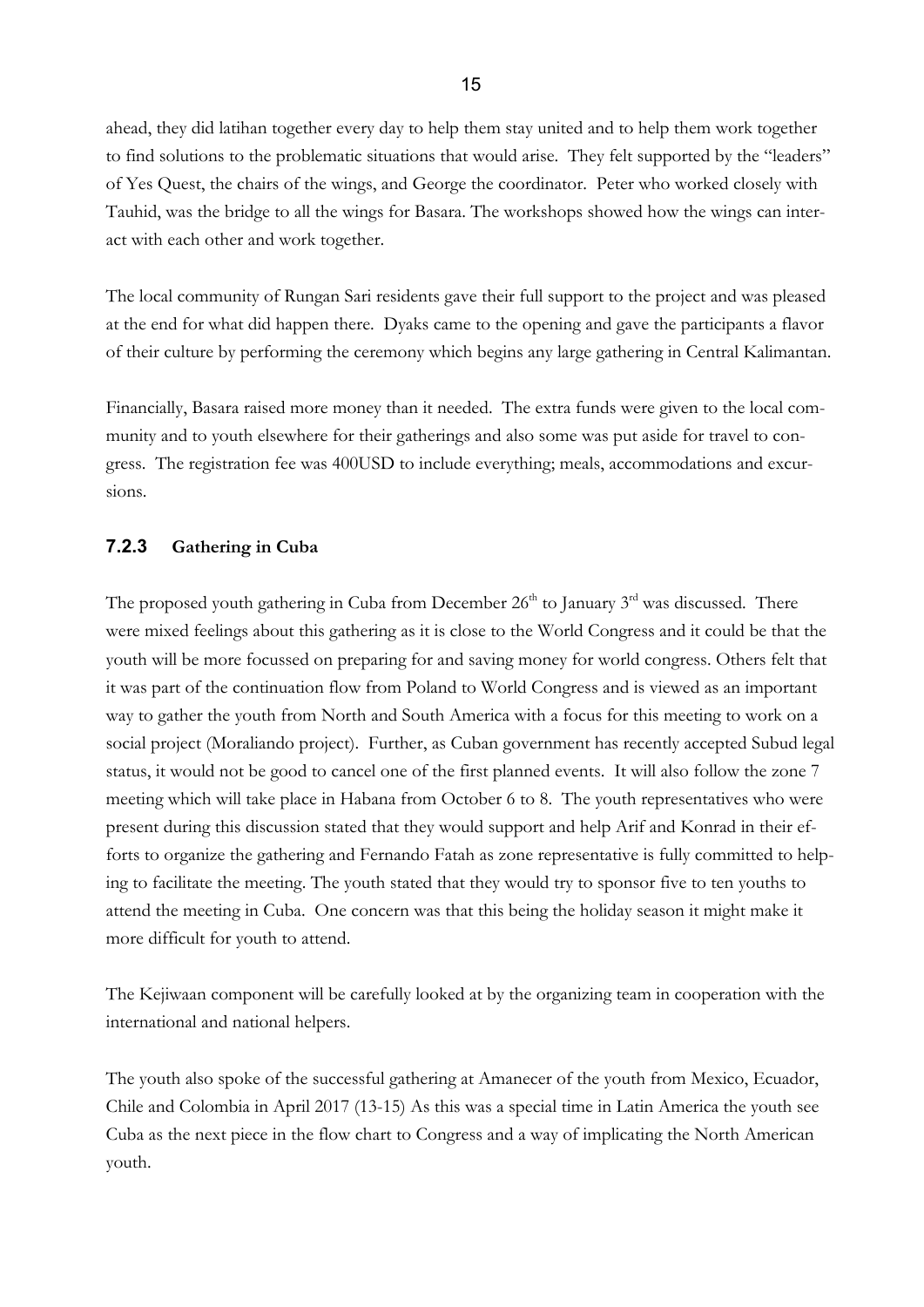ahead, they did latihan together every day to help them stay united and to help them work together to find solutions to the problematic situations that would arise. They felt supported by the "leaders" of Yes Quest, the chairs of the wings, and George the coordinator. Peter who worked closely with Tauhid, was the bridge to all the wings for Basara. The workshops showed how the wings can interact with each other and work together.

The local community of Rungan Sari residents gave their full support to the project and was pleased at the end for what did happen there. Dyaks came to the opening and gave the participants a flavor of their culture by performing the ceremony which begins any large gathering in Central Kalimantan.

Financially, Basara raised more money than it needed. The extra funds were given to the local community and to youth elsewhere for their gatherings and also some was put aside for travel to congress. The registration fee was 400USD to include everything; meals, accommodations and excursions.

### 7.2.3 Gathering in Cuba

The proposed youth gathering in Cuba from December 26th to January 3rd was discussed. There were mixed feelings about this gathering as it is close to the World Congress and it could be that the youth will be more focussed on preparing for and saving money for world congress. Others felt that it was part of the continuation flow from Poland to World Congress and is viewed as an important way to gather the youth from North and South America with a focus for this meeting to work on a social project (Moraliando project). Further, as Cuban government has recently accepted Subud legal status, it would not be good to cancel one of the first planned events. It will also follow the zone 7 meeting which will take place in Habana from October 6 to 8. The youth representatives who were present during this discussion stated that they would support and help Arif and Konrad in their efforts to organize the gathering and Fernando Fatah as zone representative is fully committed to helping to facilitate the meeting. The youth stated that they would try to sponsor five to ten youths to attend the meeting in Cuba. One concern was that this being the holiday season it might make it more difficult for youth to attend.

The Kejiwaan component will be carefully looked at by the organizing team in cooperation with the international and national helpers.

The youth also spoke of the successful gathering at Amanecer of the youth from Mexico, Ecuador, Chile and Colombia in April 2017 (13-15) As this was a special time in Latin America the youth see Cuba as the next piece in the flow chart to Congress and a way of implicating the North American youth.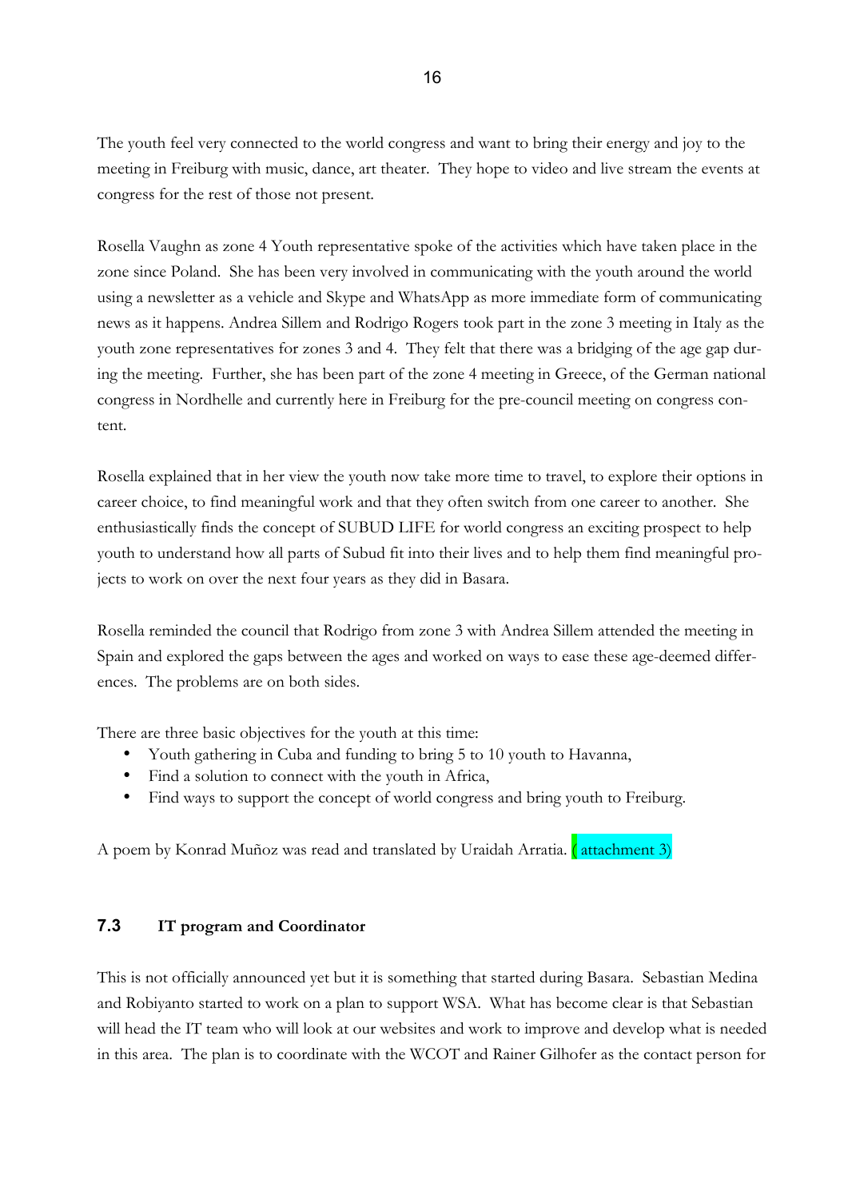The youth feel very connected to the world congress and want to bring their energy and joy to the meeting in Freiburg with music, dance, art theater. They hope to video and live stream the events at congress for the rest of those not present.

Rosella Vaughn as zone 4 Youth representative spoke of the activities which have taken place in the zone since Poland. She has been very involved in communicating with the youth around the world using a newsletter as a vehicle and Skype and WhatsApp as more immediate form of communicating news as it happens. Andrea Sillem and Rodrigo Rogers took part in the zone 3 meeting in Italy as the youth zone representatives for zones 3 and 4. They felt that there was a bridging of the age gap during the meeting. Further, she has been part of the zone 4 meeting in Greece, of the German national congress in Nordhelle and currently here in Freiburg for the pre-council meeting on congress content.

Rosella explained that in her view the youth now take more time to travel, to explore their options in career choice, to find meaningful work and that they often switch from one career to another. She enthusiastically finds the concept of SUBUD LIFE for world congress an exciting prospect to help youth to understand how all parts of Subud fit into their lives and to help them find meaningful projects to work on over the next four years as they did in Basara.

Rosella reminded the council that Rodrigo from zone 3 with Andrea Sillem attended the meeting in Spain and explored the gaps between the ages and worked on ways to ease these age-deemed differences. The problems are on both sides.

There are three basic objectives for the youth at this time:

- Youth gathering in Cuba and funding to bring 5 to 10 youth to Havanna,
- Find a solution to connect with the youth in Africa,
- Find ways to support the concept of world congress and bring youth to Freiburg.

A poem by Konrad Muñoz was read and translated by Uraidah Arratia. ( attachment 3)

### 7.3 IT program and Coordinator

This is not officially announced yet but it is something that started during Basara. Sebastian Medina and Robiyanto started to work on a plan to support WSA. What has become clear is that Sebastian will head the IT team who will look at our websites and work to improve and develop what is needed in this area. The plan is to coordinate with the WCOT and Rainer Gilhofer as the contact person for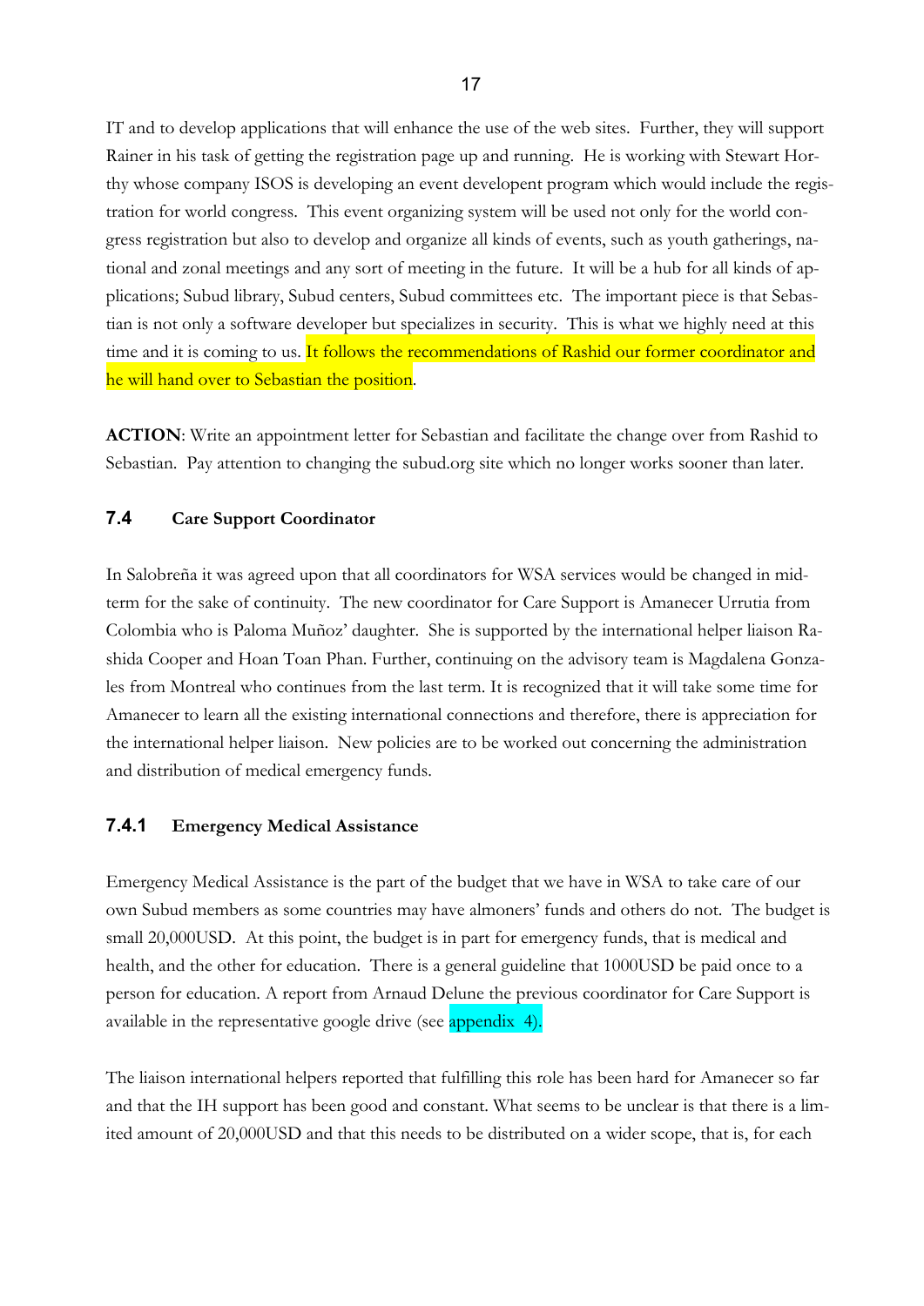IT and to develop applications that will enhance the use of the web sites. Further, they will support Rainer in his task of getting the registration page up and running. He is working with Stewart Horthy whose company ISOS is developing an event developent program which would include the registration for world congress. This event organizing system will be used not only for the world congress registration but also to develop and organize all kinds of events, such as youth gatherings, national and zonal meetings and any sort of meeting in the future. It will be a hub for all kinds of applications; Subud library, Subud centers, Subud committees etc. The important piece is that Sebastian is not only a software developer but specializes in security. This is what we highly need at this time and it is coming to us. It follows the recommendations of Rashid our former coordinator and he will hand over to Sebastian the position.

**ACTION**: Write an appointment letter for Sebastian and facilitate the change over from Rashid to Sebastian. Pay attention to changing the subud.org site which no longer works sooner than later.

### 7.4 Care Support Coordinator

In Salobreña it was agreed upon that all coordinators for WSA services would be changed in midterm for the sake of continuity. The new coordinator for Care Support is Amanecer Urrutia from Colombia who is Paloma Muñoz' daughter. She is supported by the international helper liaison Rashida Cooper and Hoan Toan Phan. Further, continuing on the advisory team is Magdalena Gonzales from Montreal who continues from the last term. It is recognized that it will take some time for Amanecer to learn all the existing international connections and therefore, there is appreciation for the international helper liaison. New policies are to be worked out concerning the administration and distribution of medical emergency funds.

#### 7.4.1 Emergency Medical Assistance

Emergency Medical Assistance is the part of the budget that we have in WSA to take care of our own Subud members as some countries may have almoners' funds and others do not. The budget is small 20,000USD. At this point, the budget is in part for emergency funds, that is medical and health, and the other for education. There is a general guideline that 1000USD be paid once to a person for education. A report from Arnaud Delune the previous coordinator for Care Support is available in the representative google drive (see appendix 4).

The liaison international helpers reported that fulfilling this role has been hard for Amanecer so far and that the IH support has been good and constant. What seems to be unclear is that there is a limited amount of 20,000USD and that this needs to be distributed on a wider scope, that is, for each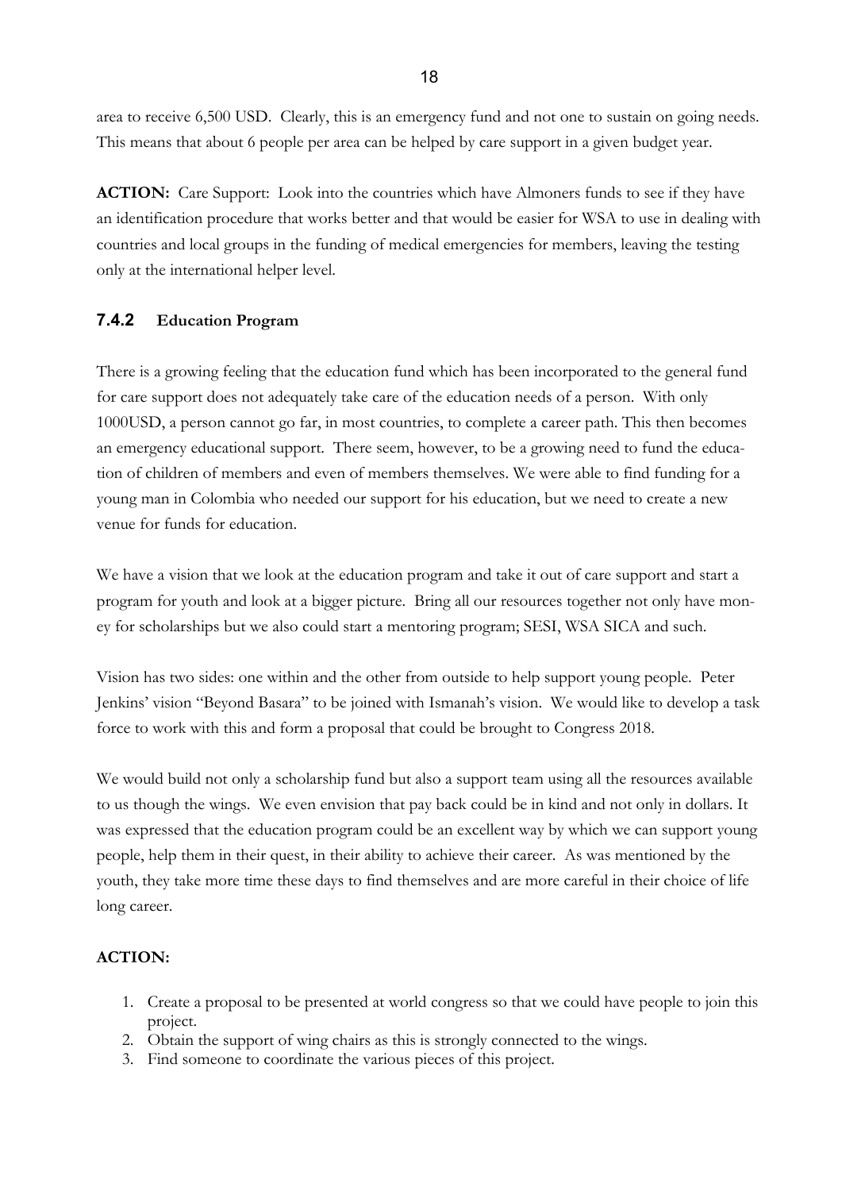area to receive 6,500 USD. Clearly, this is an emergency fund and not one to sustain on going needs. This means that about 6 people per area can be helped by care support in a given budget year.

**ACTION:** Care Support: Look into the countries which have Almoners funds to see if they have an identification procedure that works better and that would be easier for WSA to use in dealing with countries and local groups in the funding of medical emergencies for members, leaving the testing only at the international helper level.

### 7.4.2 Education Program

There is a growing feeling that the education fund which has been incorporated to the general fund for care support does not adequately take care of the education needs of a person. With only 1000USD, a person cannot go far, in most countries, to complete a career path. This then becomes an emergency educational support. There seem, however, to be a growing need to fund the education of children of members and even of members themselves. We were able to find funding for a young man in Colombia who needed our support for his education, but we need to create a new venue for funds for education.

We have a vision that we look at the education program and take it out of care support and start a program for youth and look at a bigger picture. Bring all our resources together not only have money for scholarships but we also could start a mentoring program; SESI, WSA SICA and such.

Vision has two sides: one within and the other from outside to help support young people. Peter Jenkins' vision "Beyond Basara" to be joined with Ismanah's vision. We would like to develop a task force to work with this and form a proposal that could be brought to Congress 2018.

We would build not only a scholarship fund but also a support team using all the resources available to us though the wings. We even envision that pay back could be in kind and not only in dollars. It was expressed that the education program could be an excellent way by which we can support young people, help them in their quest, in their ability to achieve their career. As was mentioned by the youth, they take more time these days to find themselves and are more careful in their choice of life long career.

**ACTION:**

1. Create a proposal to be presented at world congress so that we could have people to join this project.
2. Obtain the support of wing chairs as this is strongly connected to the wings.
3. Find someone to coordinate the various pieces of this project.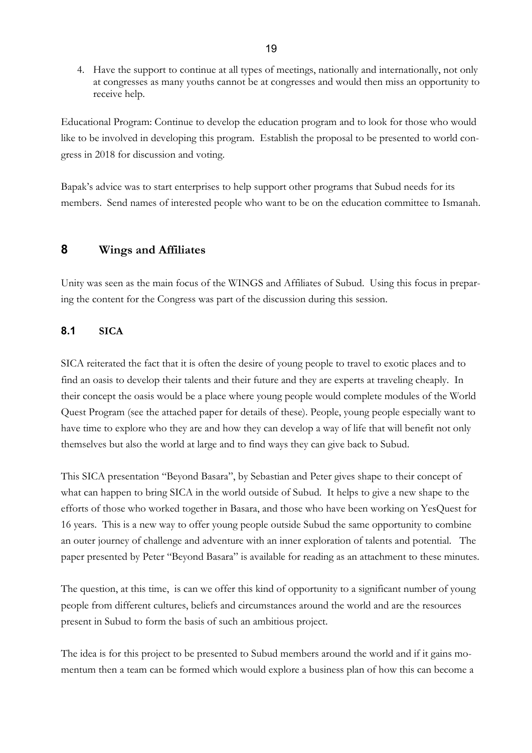4. Have the support to continue at all types of meetings, nationally and internationally, not only at congresses as many youths cannot be at congresses and would then miss an opportunity to receive help.

Educational Program: Continue to develop the education program and to look for those who would like to be involved in developing this program. Establish the proposal to be presented to world congress in 2018 for discussion and voting.

Bapak's advice was to start enterprises to help support other programs that Subud needs for its members. Send names of interested people who want to be on the education committee to Ismanah.

## 8 Wings and Affiliates

Unity was seen as the main focus of the WINGS and Affiliates of Subud. Using this focus in preparing the content for the Congress was part of the discussion during this session.

### 8.1 SICA

SICA reiterated the fact that it is often the desire of young people to travel to exotic places and to find an oasis to develop their talents and their future and they are experts at traveling cheaply. In their concept the oasis would be a place where young people would complete modules of the World Quest Program (see the attached paper for details of these). People, young people especially want to have time to explore who they are and how they can develop a way of life that will benefit not only themselves but also the world at large and to find ways they can give back to Subud.

This SICA presentation "Beyond Basara", by Sebastian and Peter gives shape to their concept of what can happen to bring SICA in the world outside of Subud. It helps to give a new shape to the efforts of those who worked together in Basara, and those who have been working on YesQuest for 16 years. This is a new way to offer young people outside Subud the same opportunity to combine an outer journey of challenge and adventure with an inner exploration of talents and potential. The paper presented by Peter "Beyond Basara" is available for reading as an attachment to these minutes.

The question, at this time, is can we offer this kind of opportunity to a significant number of young people from different cultures, beliefs and circumstances around the world and are the resources present in Subud to form the basis of such an ambitious project.

The idea is for this project to be presented to Subud members around the world and if it gains momentum then a team can be formed which would explore a business plan of how this can become a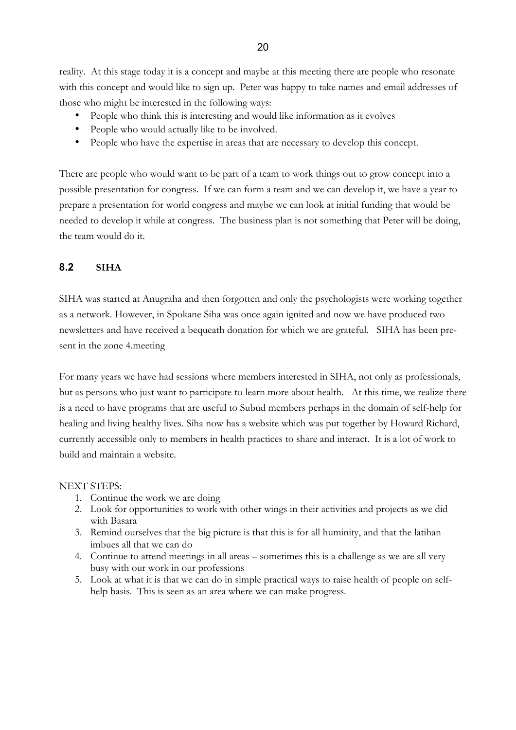reality. At this stage today it is a concept and maybe at this meeting there are people who resonate with this concept and would like to sign up. Peter was happy to take names and email addresses of those who might be interested in the following ways:

- People who think this is interesting and would like information as it evolves
- People who would actually like to be involved.
- People who have the expertise in areas that are necessary to develop this concept.

There are people who would want to be part of a team to work things out to grow concept into a possible presentation for congress. If we can form a team and we can develop it, we have a year to prepare a presentation for world congress and maybe we can look at initial funding that would be needed to develop it while at congress. The business plan is not something that Peter will be doing, the team would do it.

## 8.2 SIHA

SIHA was started at Anugraha and then forgotten and only the psychologists were working together as a network. However, in Spokane Siha was once again ignited and now we have produced two newsletters and have received a bequeath donation for which we are grateful. SIHA has been present in the zone 4.meeting

For many years we have had sessions where members interested in SIHA, not only as professionals, but as persons who just want to participate to learn more about health. At this time, we realize there is a need to have programs that are useful to Subud members perhaps in the domain of self-help for healing and living healthy lives. Siha now has a website which was put together by Howard Richard, currently accessible only to members in health practices to share and interact. It is a lot of work to build and maintain a website.

NEXT STEPS:

1. Continue the work we are doing
2. Look for opportunities to work with other wings in their activities and projects as we did with Basara
3. Remind ourselves that the big picture is that this is for all huminity, and that the latihan imbues all that we can do
4. Continue to attend meetings in all areas – sometimes this is a challenge as we are all very busy with our work in our professions
5. Look at what it is that we can do in simple practical ways to raise health of people on self-help basis. This is seen as an area where we can make progress.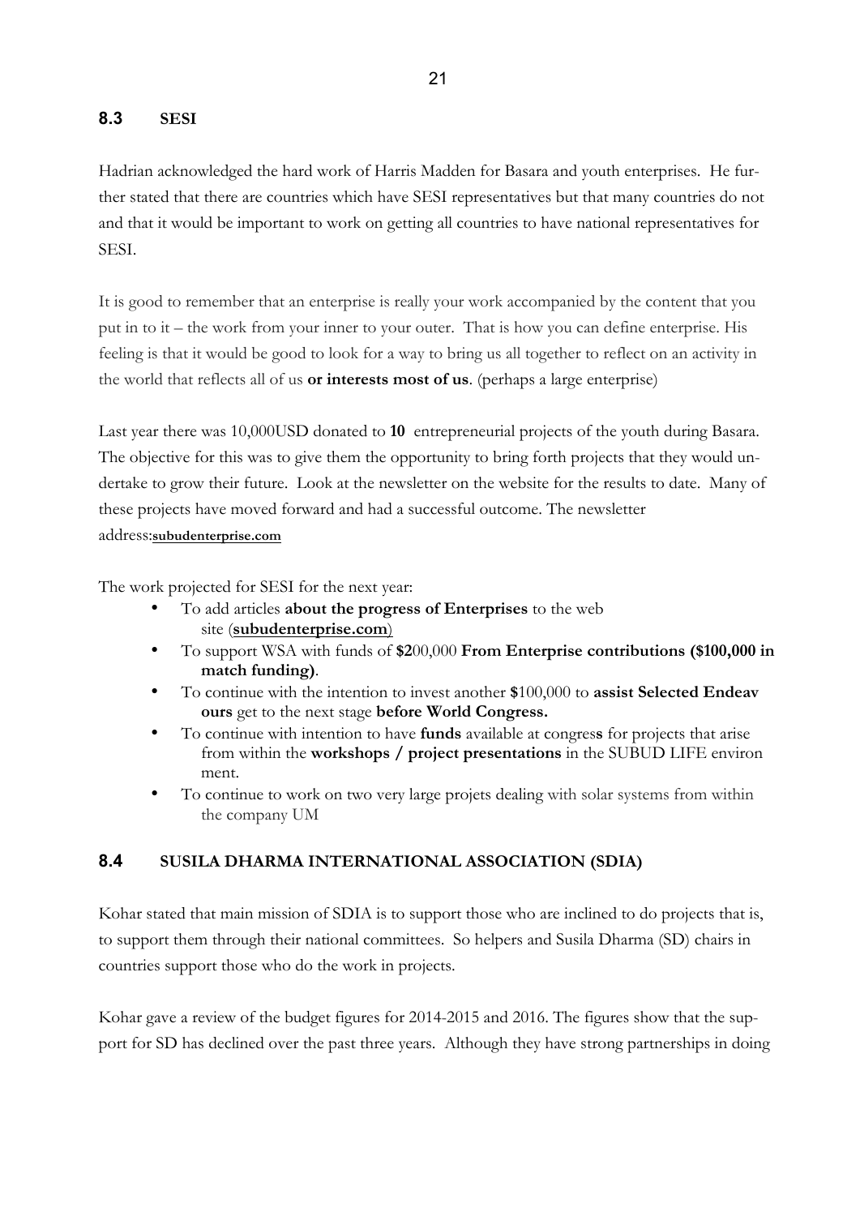## 8.3 SESI

Hadrian acknowledged the hard work of Harris Madden for Basara and youth enterprises. He further stated that there are countries which have SESI representatives but that many countries do not and that it would be important to work on getting all countries to have national representatives for SESI.

It is good to remember that an enterprise is really your work accompanied by the content that you put in to it – the work from your inner to your outer. That is how you can define enterprise. His feeling is that it would be good to look for a way to bring us all together to reflect on an activity in the world that reflects all of us **or interests most of us**. (perhaps a large enterprise)

Last year there was 10,000USD donated to **10** entrepreneurial projects of the youth during Basara. The objective for this was to give them the opportunity to bring forth projects that they would undertake to grow their future. Look at the newsletter on the website for the results to date. Many of these projects have moved forward and had a successful outcome. The newsletter address:**subudenterprise.com**

The work projected for SESI for the next year:

- To add articles **about the progress of Enterprises** to the web site (**subudenterprise.com**)
- To support WSA with funds of **$2**00,000 **From Enterprise contributions ($100,000 in match funding)**.
- To continue with the intention to invest another **$**100,000 to **assist Selected Endeavours** get to the next stage **before World Congress.**
- To continue with intention to have **funds** available at congres**s** for projects that arise from within the **workshops / project presentations** in the SUBUD LIFE environment.
- To continue to work on two very large projets dealing with solar systems from within the company UM

## 8.4 SUSILA DHARMA INTERNATIONAL ASSOCIATION (SDIA)

Kohar stated that main mission of SDIA is to support those who are inclined to do projects that is, to support them through their national committees. So helpers and Susila Dharma (SD) chairs in countries support those who do the work in projects.

Kohar gave a review of the budget figures for 2014-2015 and 2016. The figures show that the support for SD has declined over the past three years. Although they have strong partnerships in doing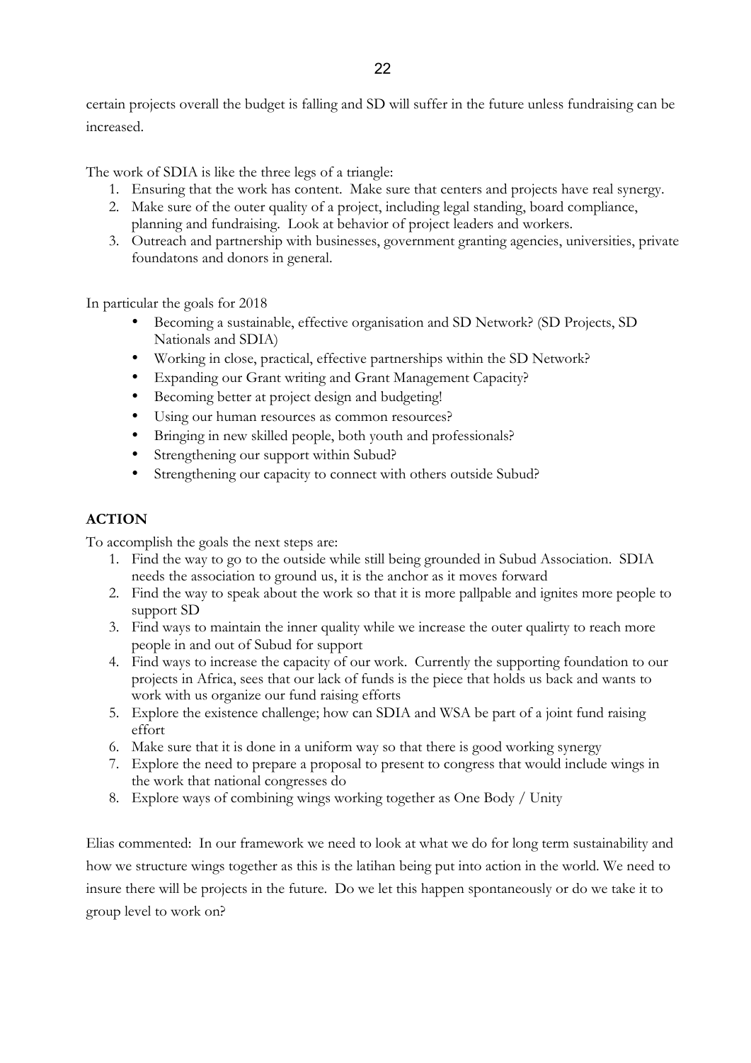certain projects overall the budget is falling and SD will suffer in the future unless fundraising can be increased.

The work of SDIA is like the three legs of a triangle:

1. Ensuring that the work has content. Make sure that centers and projects have real synergy.
2. Make sure of the outer quality of a project, including legal standing, board compliance, planning and fundraising. Look at behavior of project leaders and workers.
3. Outreach and partnership with businesses, government granting agencies, universities, private foundatons and donors in general.

In particular the goals for 2018

- Becoming a sustainable, effective organisation and SD Network? (SD Projects, SD Nationals and SDIA)
- Working in close, practical, effective partnerships within the SD Network?
- Expanding our Grant writing and Grant Management Capacity?
- Becoming better at project design and budgeting!
- Using our human resources as common resources?
- Bringing in new skilled people, both youth and professionals?
- Strengthening our support within Subud?
- Strengthening our capacity to connect with others outside Subud?

**ACTION**

To accomplish the goals the next steps are:

1. Find the way to go to the outside while still being grounded in Subud Association. SDIA needs the association to ground us, it is the anchor as it moves forward
2. Find the way to speak about the work so that it is more pallpable and ignites more people to support SD
3. Find ways to maintain the inner quality while we increase the outer qualirty to reach more people in and out of Subud for support
4. Find ways to increase the capacity of our work. Currently the supporting foundation to our projects in Africa, sees that our lack of funds is the piece that holds us back and wants to work with us organize our fund raising efforts
5. Explore the existence challenge; how can SDIA and WSA be part of a joint fund raising effort
6. Make sure that it is done in a uniform way so that there is good working synergy
7. Explore the need to prepare a proposal to present to congress that would include wings in the work that national congresses do
8. Explore ways of combining wings working together as One Body / Unity

Elias commented: In our framework we need to look at what we do for long term sustainability and how we structure wings together as this is the latihan being put into action in the world. We need to insure there will be projects in the future. Do we let this happen spontaneously or do we take it to group level to work on?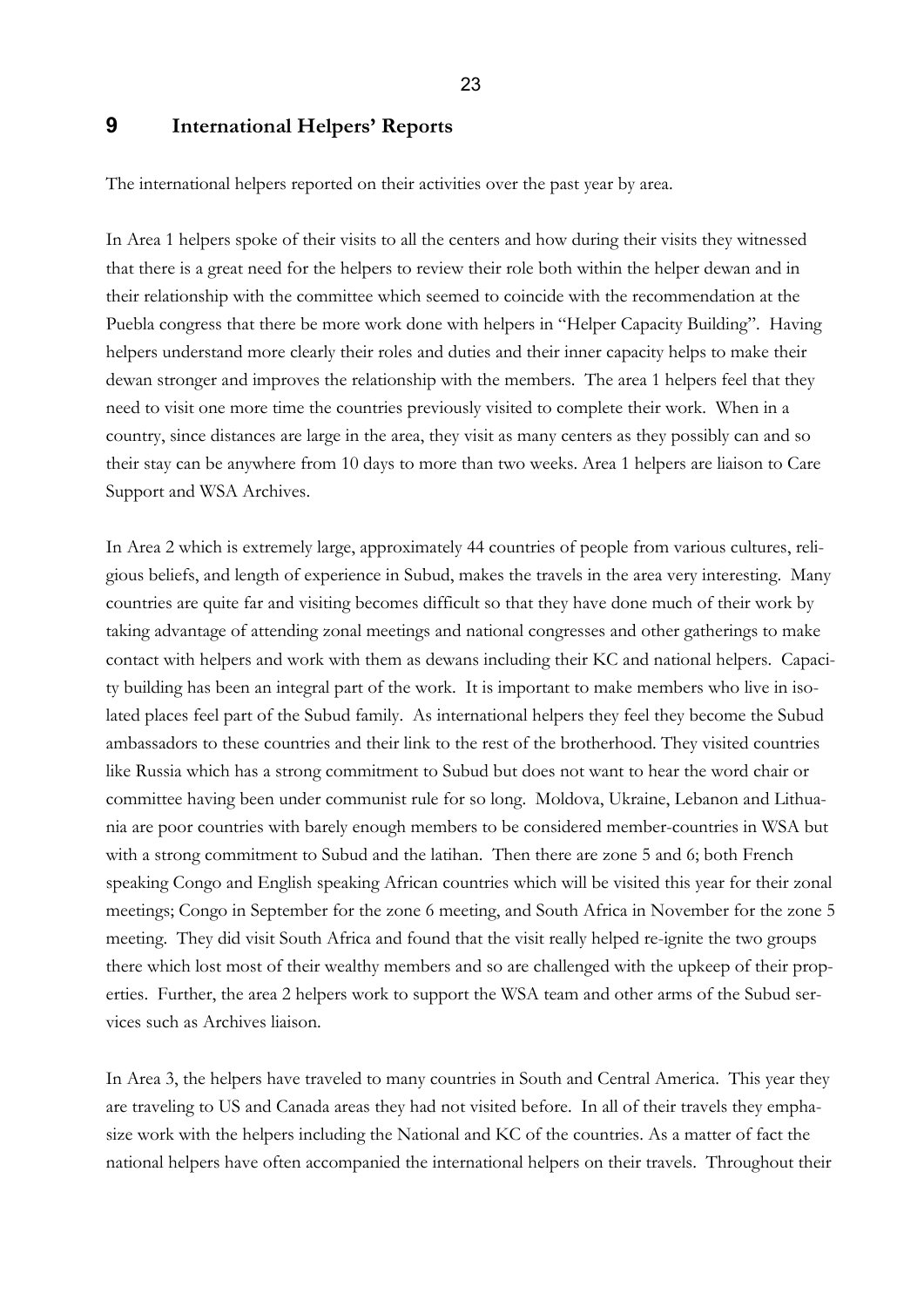## 9 International Helpers' Reports

The international helpers reported on their activities over the past year by area.

In Area 1 helpers spoke of their visits to all the centers and how during their visits they witnessed that there is a great need for the helpers to review their role both within the helper dewan and in their relationship with the committee which seemed to coincide with the recommendation at the Puebla congress that there be more work done with helpers in "Helper Capacity Building". Having helpers understand more clearly their roles and duties and their inner capacity helps to make their dewan stronger and improves the relationship with the members. The area 1 helpers feel that they need to visit one more time the countries previously visited to complete their work. When in a country, since distances are large in the area, they visit as many centers as they possibly can and so their stay can be anywhere from 10 days to more than two weeks. Area 1 helpers are liaison to Care Support and WSA Archives.

In Area 2 which is extremely large, approximately 44 countries of people from various cultures, religious beliefs, and length of experience in Subud, makes the travels in the area very interesting. Many countries are quite far and visiting becomes difficult so that they have done much of their work by taking advantage of attending zonal meetings and national congresses and other gatherings to make contact with helpers and work with them as dewans including their KC and national helpers. Capacity building has been an integral part of the work. It is important to make members who live in isolated places feel part of the Subud family. As international helpers they feel they become the Subud ambassadors to these countries and their link to the rest of the brotherhood. They visited countries like Russia which has a strong commitment to Subud but does not want to hear the word chair or committee having been under communist rule for so long. Moldova, Ukraine, Lebanon and Lithuania are poor countries with barely enough members to be considered member-countries in WSA but with a strong commitment to Subud and the latihan. Then there are zone 5 and 6; both French speaking Congo and English speaking African countries which will be visited this year for their zonal meetings; Congo in September for the zone 6 meeting, and South Africa in November for the zone 5 meeting. They did visit South Africa and found that the visit really helped re-ignite the two groups there which lost most of their wealthy members and so are challenged with the upkeep of their properties. Further, the area 2 helpers work to support the WSA team and other arms of the Subud services such as Archives liaison.

In Area 3, the helpers have traveled to many countries in South and Central America. This year they are traveling to US and Canada areas they had not visited before. In all of their travels they emphasize work with the helpers including the National and KC of the countries. As a matter of fact the national helpers have often accompanied the international helpers on their travels. Throughout their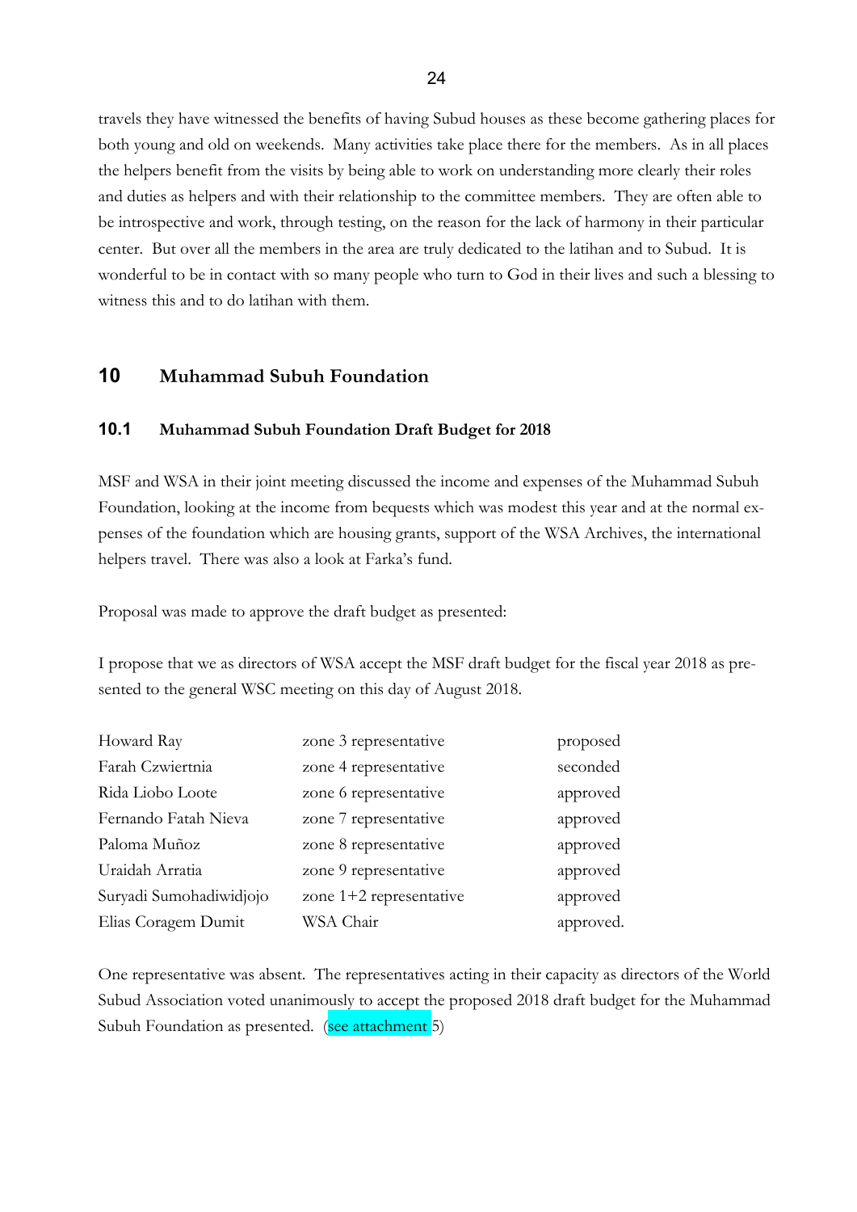travels they have witnessed the benefits of having Subud houses as these become gathering places for both young and old on weekends. Many activities take place there for the members. As in all places the helpers benefit from the visits by being able to work on understanding more clearly their roles and duties as helpers and with their relationship to the committee members. They are often able to be introspective and work, through testing, on the reason for the lack of harmony in their particular center. But over all the members in the area are truly dedicated to the latihan and to Subud. It is wonderful to be in contact with so many people who turn to God in their lives and such a blessing to witness this and to do latihan with them.

## 10 Muhammad Subuh Foundation

### 10.1 Muhammad Subuh Foundation Draft Budget for 2018

MSF and WSA in their joint meeting discussed the income and expenses of the Muhammad Subuh Foundation, looking at the income from bequests which was modest this year and at the normal expenses of the foundation which are housing grants, support of the WSA Archives, the international helpers travel. There was also a look at Farka's fund.

Proposal was made to approve the draft budget as presented:

I propose that we as directors of WSA accept the MSF draft budget for the fiscal year 2018 as presented to the general WSC meeting on this day of August 2018.

| | | |
|---|---|---|
| Howard Ray | zone 3 representative | proposed |
| Farah Czwiertnia | zone 4 representative | seconded |
| Rida Liobo Loote | zone 6 representative | approved |
| Fernando Fatah Nieva | zone 7 representative | approved |
| Paloma Muñoz | zone 8 representative | approved |
| Uraidah Arratia | zone 9 representative | approved |
| Suryadi Sumohadiwidjojo | zone 1+2 representative | approved |
| Elias Coragem Dumit | WSA Chair | approved. |

One representative was absent. The representatives acting in their capacity as directors of the World Subud Association voted unanimously to accept the proposed 2018 draft budget for the Muhammad Subuh Foundation as presented. (see attachment 5)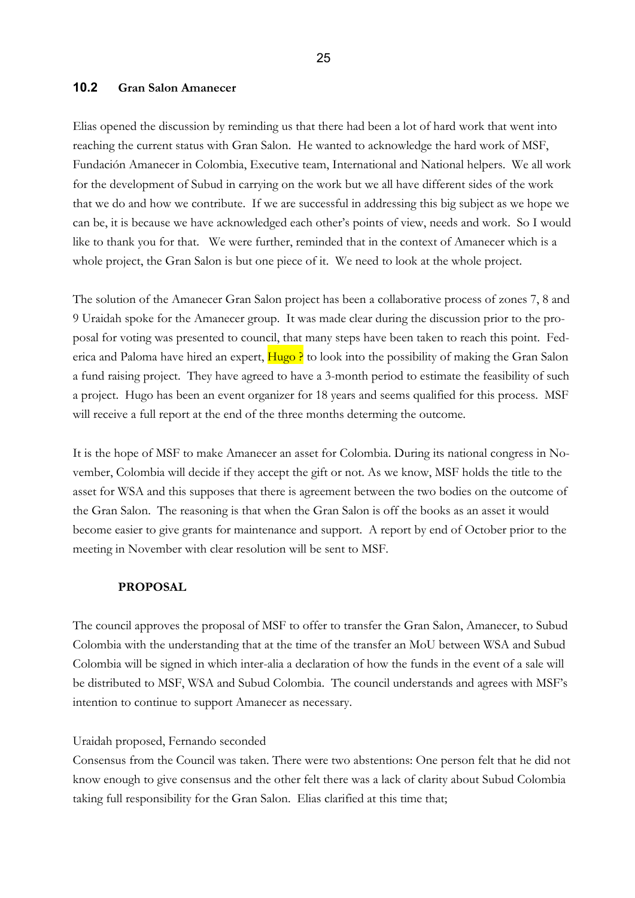## 10.2 Gran Salon Amanecer

Elias opened the discussion by reminding us that there had been a lot of hard work that went into reaching the current status with Gran Salon. He wanted to acknowledge the hard work of MSF, Fundación Amanecer in Colombia, Executive team, International and National helpers. We all work for the development of Subud in carrying on the work but we all have different sides of the work that we do and how we contribute. If we are successful in addressing this big subject as we hope we can be, it is because we have acknowledged each other's points of view, needs and work. So I would like to thank you for that. We were further, reminded that in the context of Amanecer which is a whole project, the Gran Salon is but one piece of it. We need to look at the whole project.

The solution of the Amanecer Gran Salon project has been a collaborative process of zones 7, 8 and 9 Uraidah spoke for the Amanecer group. It was made clear during the discussion prior to the proposal for voting was presented to council, that many steps have been taken to reach this point. Federica and Paloma have hired an expert, Hugo ? to look into the possibility of making the Gran Salon a fund raising project. They have agreed to have a 3-month period to estimate the feasibility of such a project. Hugo has been an event organizer for 18 years and seems qualified for this process. MSF will receive a full report at the end of the three months determing the outcome.

It is the hope of MSF to make Amanecer an asset for Colombia. During its national congress in November, Colombia will decide if they accept the gift or not. As we know, MSF holds the title to the asset for WSA and this supposes that there is agreement between the two bodies on the outcome of the Gran Salon. The reasoning is that when the Gran Salon is off the books as an asset it would become easier to give grants for maintenance and support. A report by end of October prior to the meeting in November with clear resolution will be sent to MSF.

**PROPOSAL**

The council approves the proposal of MSF to offer to transfer the Gran Salon, Amanecer, to Subud Colombia with the understanding that at the time of the transfer an MoU between WSA and Subud Colombia will be signed in which inter-alia a declaration of how the funds in the event of a sale will be distributed to MSF, WSA and Subud Colombia. The council understands and agrees with MSF's intention to continue to support Amanecer as necessary.

Uraidah proposed, Fernando seconded
Consensus from the Council was taken. There were two abstentions: One person felt that he did not know enough to give consensus and the other felt there was a lack of clarity about Subud Colombia taking full responsibility for the Gran Salon. Elias clarified at this time that;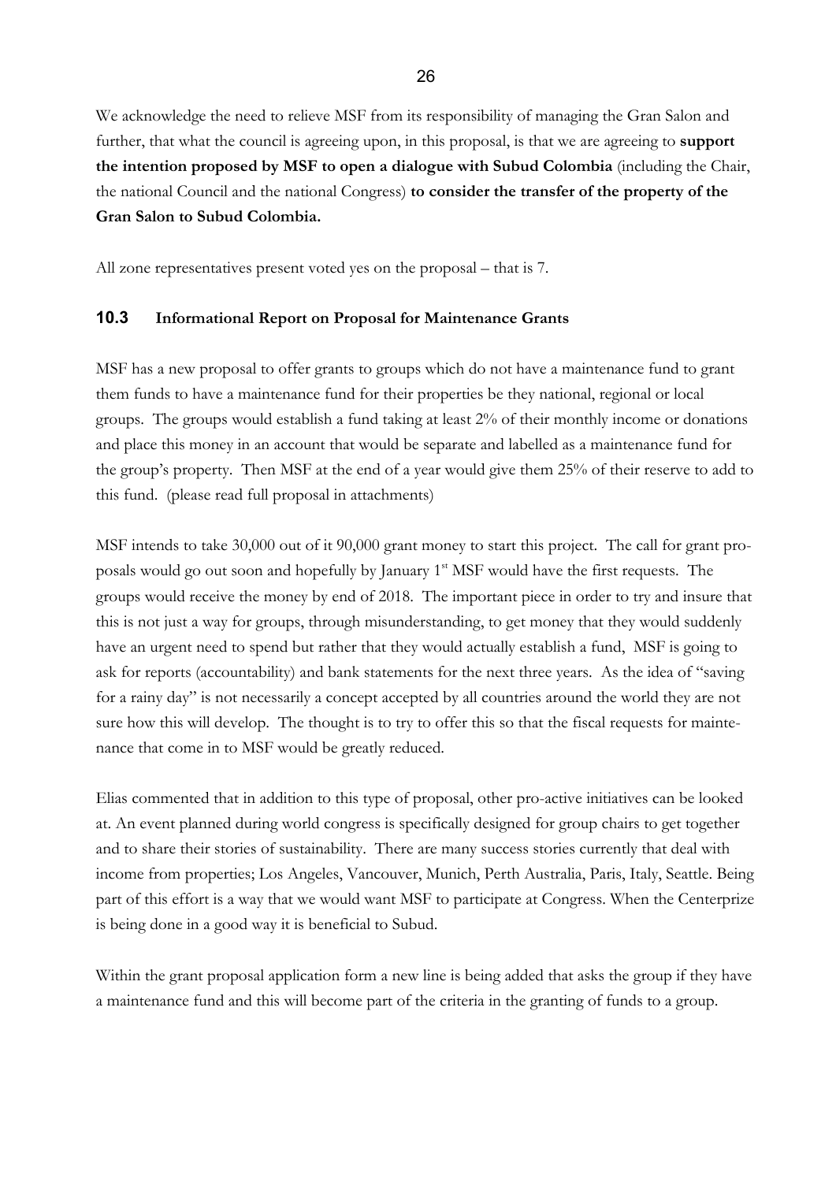We acknowledge the need to relieve MSF from its responsibility of managing the Gran Salon and further, that what the council is agreeing upon, in this proposal, is that we are agreeing to **support the intention proposed by MSF to open a dialogue with Subud Colombia** (including the Chair, the national Council and the national Congress) **to consider the transfer of the property of the Gran Salon to Subud Colombia.**

All zone representatives present voted yes on the proposal – that is 7.

### 10.3 Informational Report on Proposal for Maintenance Grants

MSF has a new proposal to offer grants to groups which do not have a maintenance fund to grant them funds to have a maintenance fund for their properties be they national, regional or local groups. The groups would establish a fund taking at least 2% of their monthly income or donations and place this money in an account that would be separate and labelled as a maintenance fund for the group's property. Then MSF at the end of a year would give them 25% of their reserve to add to this fund. (please read full proposal in attachments)

MSF intends to take 30,000 out of it 90,000 grant money to start this project. The call for grant proposals would go out soon and hopefully by January 1st MSF would have the first requests. The groups would receive the money by end of 2018. The important piece in order to try and insure that this is not just a way for groups, through misunderstanding, to get money that they would suddenly have an urgent need to spend but rather that they would actually establish a fund, MSF is going to ask for reports (accountability) and bank statements for the next three years. As the idea of "saving for a rainy day" is not necessarily a concept accepted by all countries around the world they are not sure how this will develop. The thought is to try to offer this so that the fiscal requests for maintenance that come in to MSF would be greatly reduced.

Elias commented that in addition to this type of proposal, other pro-active initiatives can be looked at. An event planned during world congress is specifically designed for group chairs to get together and to share their stories of sustainability. There are many success stories currently that deal with income from properties; Los Angeles, Vancouver, Munich, Perth Australia, Paris, Italy, Seattle. Being part of this effort is a way that we would want MSF to participate at Congress. When the Centerprize is being done in a good way it is beneficial to Subud.

Within the grant proposal application form a new line is being added that asks the group if they have a maintenance fund and this will become part of the criteria in the granting of funds to a group.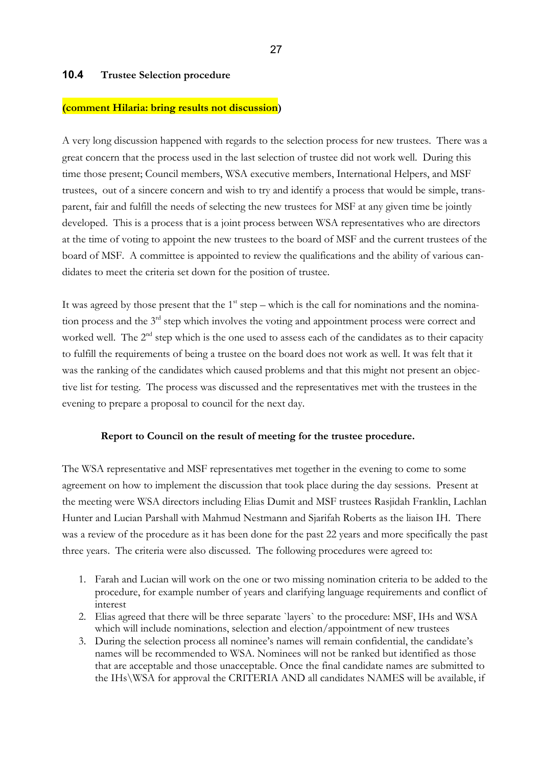## 10.4 Trustee Selection procedure

**(comment Hilaria: bring results not discussion)**

A very long discussion happened with regards to the selection process for new trustees. There was a great concern that the process used in the last selection of trustee did not work well. During this time those present; Council members, WSA executive members, International Helpers, and MSF trustees, out of a sincere concern and wish to try and identify a process that would be simple, transparent, fair and fulfill the needs of selecting the new trustees for MSF at any given time be jointly developed. This is a process that is a joint process between WSA representatives who are directors at the time of voting to appoint the new trustees to the board of MSF and the current trustees of the board of MSF. A committee is appointed to review the qualifications and the ability of various candidates to meet the criteria set down for the position of trustee.

It was agreed by those present that the 1st step – which is the call for nominations and the nomination process and the 3rd step which involves the voting and appointment process were correct and worked well. The 2nd step which is the one used to assess each of the candidates as to their capacity to fulfill the requirements of being a trustee on the board does not work as well. It was felt that it was the ranking of the candidates which caused problems and that this might not present an objective list for testing. The process was discussed and the representatives met with the trustees in the evening to prepare a proposal to council for the next day.

**Report to Council on the result of meeting for the trustee procedure.**

The WSA representative and MSF representatives met together in the evening to come to some agreement on how to implement the discussion that took place during the day sessions. Present at the meeting were WSA directors including Elias Dumit and MSF trustees Rasjidah Franklin, Lachlan Hunter and Lucian Parshall with Mahmud Nestmann and Sjarifah Roberts as the liaison IH. There was a review of the procedure as it has been done for the past 22 years and more specifically the past three years. The criteria were also discussed. The following procedures were agreed to:

1. Farah and Lucian will work on the one or two missing nomination criteria to be added to the procedure, for example number of years and clarifying language requirements and conflict of interest
2. Elias agreed that there will be three separate `layers` to the procedure: MSF, IHs and WSA which will include nominations, selection and election/appointment of new trustees
3. During the selection process all nominee's names will remain confidential, the candidate's names will be recommended to WSA. Nominees will not be ranked but identified as those that are acceptable and those unacceptable. Once the final candidate names are submitted to the IHs\WSA for approval the CRITERIA AND all candidates NAMES will be available, if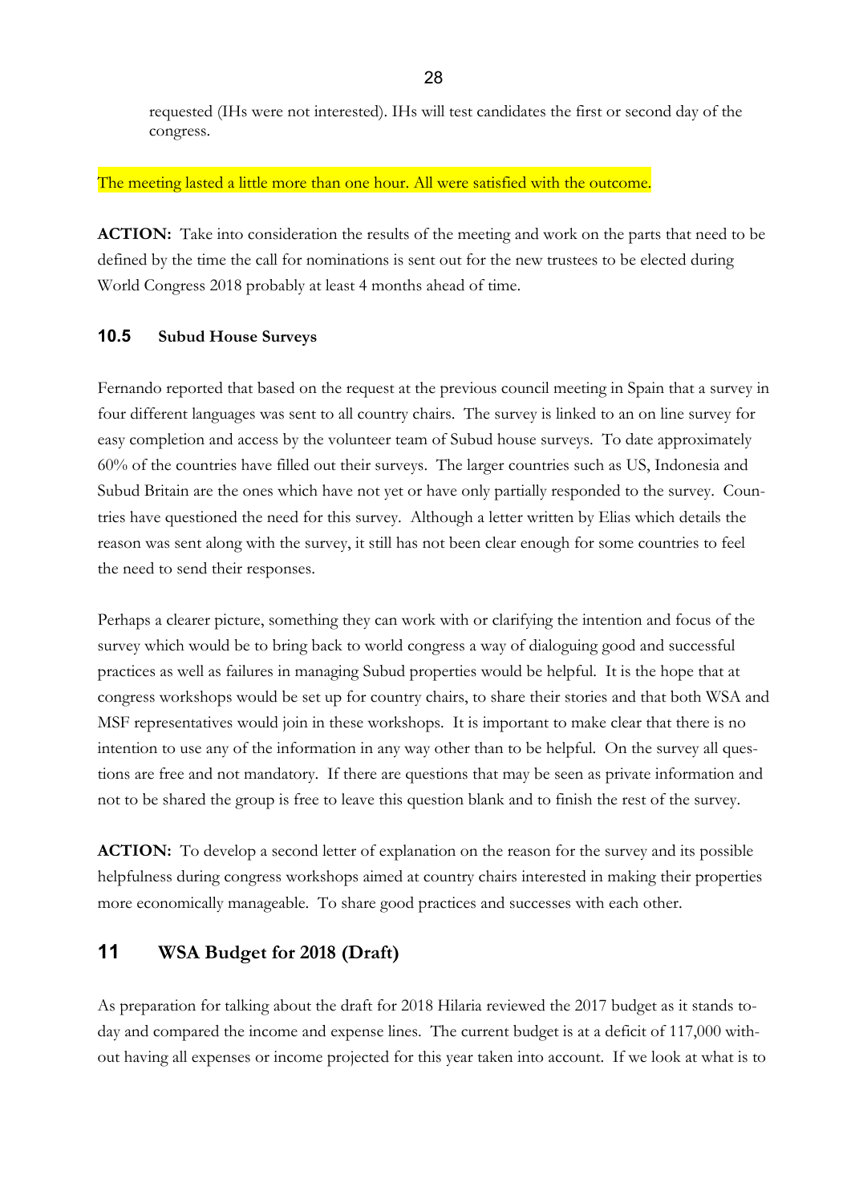requested (IHs were not interested). IHs will test candidates the first or second day of the congress.

The meeting lasted a little more than one hour. All were satisfied with the outcome.

**ACTION:** Take into consideration the results of the meeting and work on the parts that need to be defined by the time the call for nominations is sent out for the new trustees to be elected during World Congress 2018 probably at least 4 months ahead of time.

### 10.5 Subud House Surveys

Fernando reported that based on the request at the previous council meeting in Spain that a survey in four different languages was sent to all country chairs. The survey is linked to an on line survey for easy completion and access by the volunteer team of Subud house surveys. To date approximately 60% of the countries have filled out their surveys. The larger countries such as US, Indonesia and Subud Britain are the ones which have not yet or have only partially responded to the survey. Countries have questioned the need for this survey. Although a letter written by Elias which details the reason was sent along with the survey, it still has not been clear enough for some countries to feel the need to send their responses.

Perhaps a clearer picture, something they can work with or clarifying the intention and focus of the survey which would be to bring back to world congress a way of dialoguing good and successful practices as well as failures in managing Subud properties would be helpful. It is the hope that at congress workshops would be set up for country chairs, to share their stories and that both WSA and MSF representatives would join in these workshops. It is important to make clear that there is no intention to use any of the information in any way other than to be helpful. On the survey all questions are free and not mandatory. If there are questions that may be seen as private information and not to be shared the group is free to leave this question blank and to finish the rest of the survey.

**ACTION:** To develop a second letter of explanation on the reason for the survey and its possible helpfulness during congress workshops aimed at country chairs interested in making their properties more economically manageable. To share good practices and successes with each other.

## 11 WSA Budget for 2018 (Draft)

As preparation for talking about the draft for 2018 Hilaria reviewed the 2017 budget as it stands today and compared the income and expense lines. The current budget is at a deficit of 117,000 without having all expenses or income projected for this year taken into account. If we look at what is to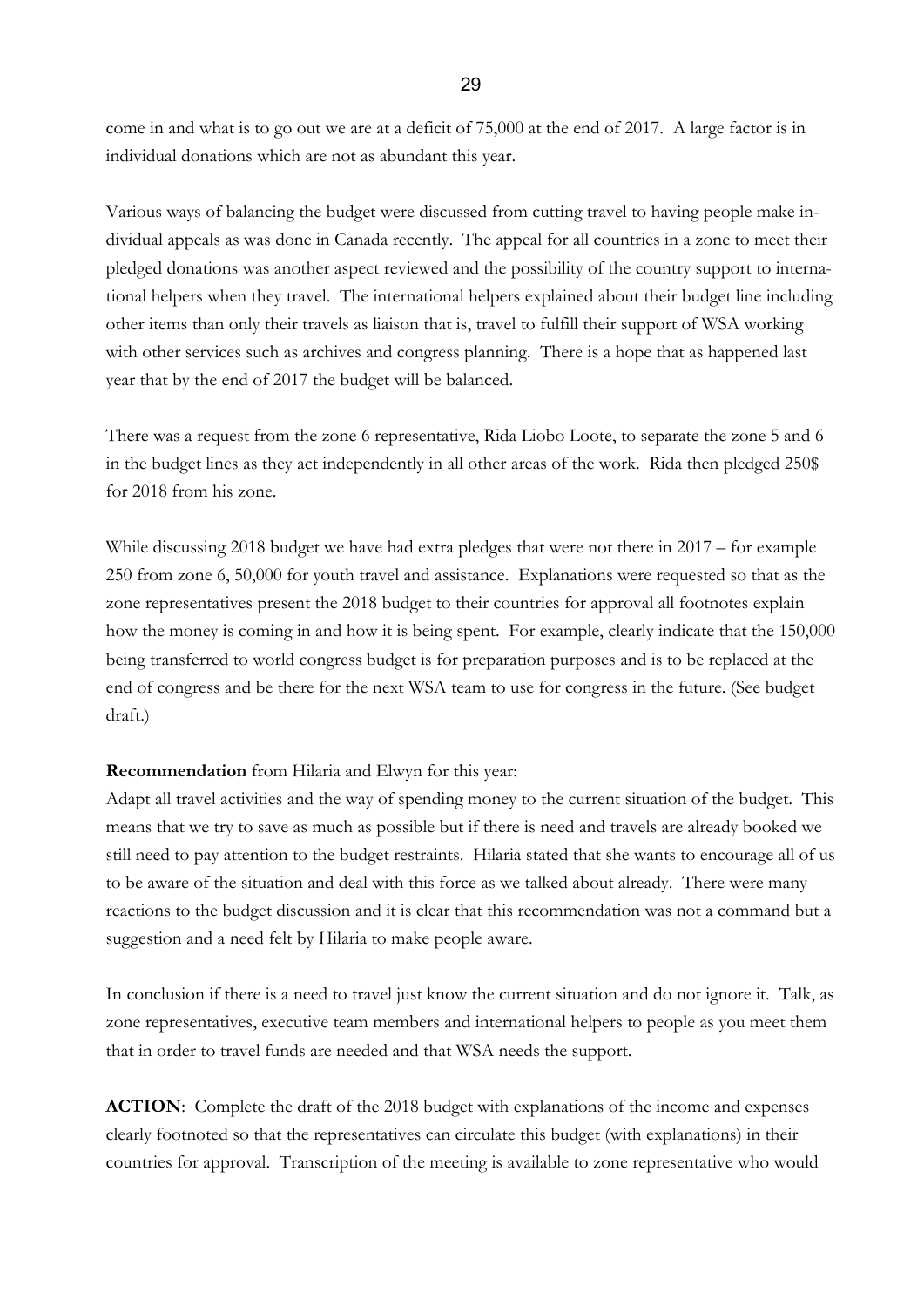come in and what is to go out we are at a deficit of 75,000 at the end of 2017. A large factor is in individual donations which are not as abundant this year.

Various ways of balancing the budget were discussed from cutting travel to having people make individual appeals as was done in Canada recently. The appeal for all countries in a zone to meet their pledged donations was another aspect reviewed and the possibility of the country support to international helpers when they travel. The international helpers explained about their budget line including other items than only their travels as liaison that is, travel to fulfill their support of WSA working with other services such as archives and congress planning. There is a hope that as happened last year that by the end of 2017 the budget will be balanced.

There was a request from the zone 6 representative, Rida Liobo Loote, to separate the zone 5 and 6 in the budget lines as they act independently in all other areas of the work. Rida then pledged 250$ for 2018 from his zone.

While discussing 2018 budget we have had extra pledges that were not there in 2017 – for example 250 from zone 6, 50,000 for youth travel and assistance. Explanations were requested so that as the zone representatives present the 2018 budget to their countries for approval all footnotes explain how the money is coming in and how it is being spent. For example, clearly indicate that the 150,000 being transferred to world congress budget is for preparation purposes and is to be replaced at the end of congress and be there for the next WSA team to use for congress in the future. (See budget draft.)

**Recommendation** from Hilaria and Elwyn for this year:
Adapt all travel activities and the way of spending money to the current situation of the budget. This means that we try to save as much as possible but if there is need and travels are already booked we still need to pay attention to the budget restraints. Hilaria stated that she wants to encourage all of us to be aware of the situation and deal with this force as we talked about already. There were many reactions to the budget discussion and it is clear that this recommendation was not a command but a suggestion and a need felt by Hilaria to make people aware.

In conclusion if there is a need to travel just know the current situation and do not ignore it. Talk, as zone representatives, executive team members and international helpers to people as you meet them that in order to travel funds are needed and that WSA needs the support.

**ACTION**: Complete the draft of the 2018 budget with explanations of the income and expenses clearly footnoted so that the representatives can circulate this budget (with explanations) in their countries for approval. Transcription of the meeting is available to zone representative who would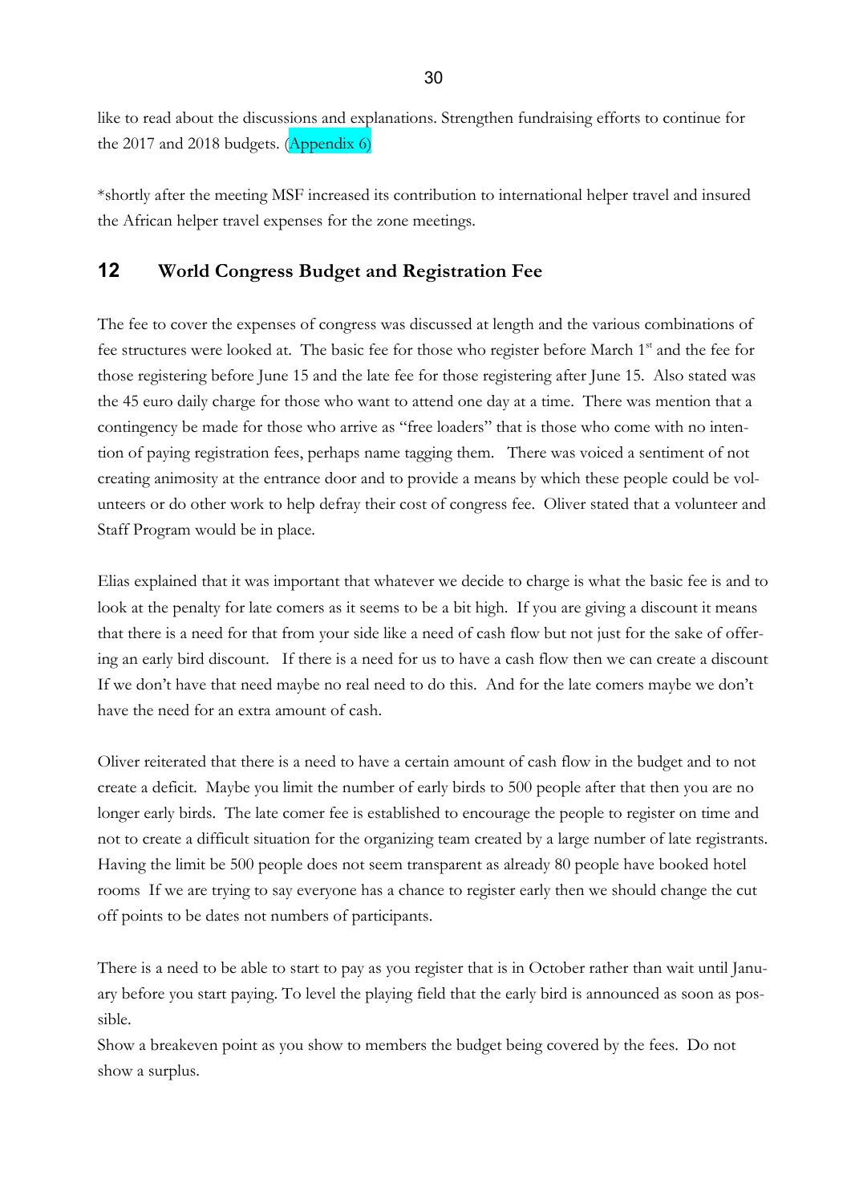like to read about the discussions and explanations. Strengthen fundraising efforts to continue for the 2017 and 2018 budgets. (Appendix 6)

*shortly after the meeting MSF increased its contribution to international helper travel and insured the African helper travel expenses for the zone meetings.

## 12 World Congress Budget and Registration Fee

The fee to cover the expenses of congress was discussed at length and the various combinations of fee structures were looked at. The basic fee for those who register before March 1st and the fee for those registering before June 15 and the late fee for those registering after June 15. Also stated was the 45 euro daily charge for those who want to attend one day at a time. There was mention that a contingency be made for those who arrive as "free loaders" that is those who come with no intention of paying registration fees, perhaps name tagging them. There was voiced a sentiment of not creating animosity at the entrance door and to provide a means by which these people could be volunteers or do other work to help defray their cost of congress fee. Oliver stated that a volunteer and Staff Program would be in place.

Elias explained that it was important that whatever we decide to charge is what the basic fee is and to look at the penalty for late comers as it seems to be a bit high. If you are giving a discount it means that there is a need for that from your side like a need of cash flow but not just for the sake of offering an early bird discount. If there is a need for us to have a cash flow then we can create a discount If we don't have that need maybe no real need to do this. And for the late comers maybe we don't have the need for an extra amount of cash.

Oliver reiterated that there is a need to have a certain amount of cash flow in the budget and to not create a deficit. Maybe you limit the number of early birds to 500 people after that then you are no longer early birds. The late comer fee is established to encourage the people to register on time and not to create a difficult situation for the organizing team created by a large number of late registrants. Having the limit be 500 people does not seem transparent as already 80 people have booked hotel rooms If we are trying to say everyone has a chance to register early then we should change the cut off points to be dates not numbers of participants.

There is a need to be able to start to pay as you register that is in October rather than wait until January before you start paying. To level the playing field that the early bird is announced as soon as possible.

Show a breakeven point as you show to members the budget being covered by the fees. Do not show a surplus.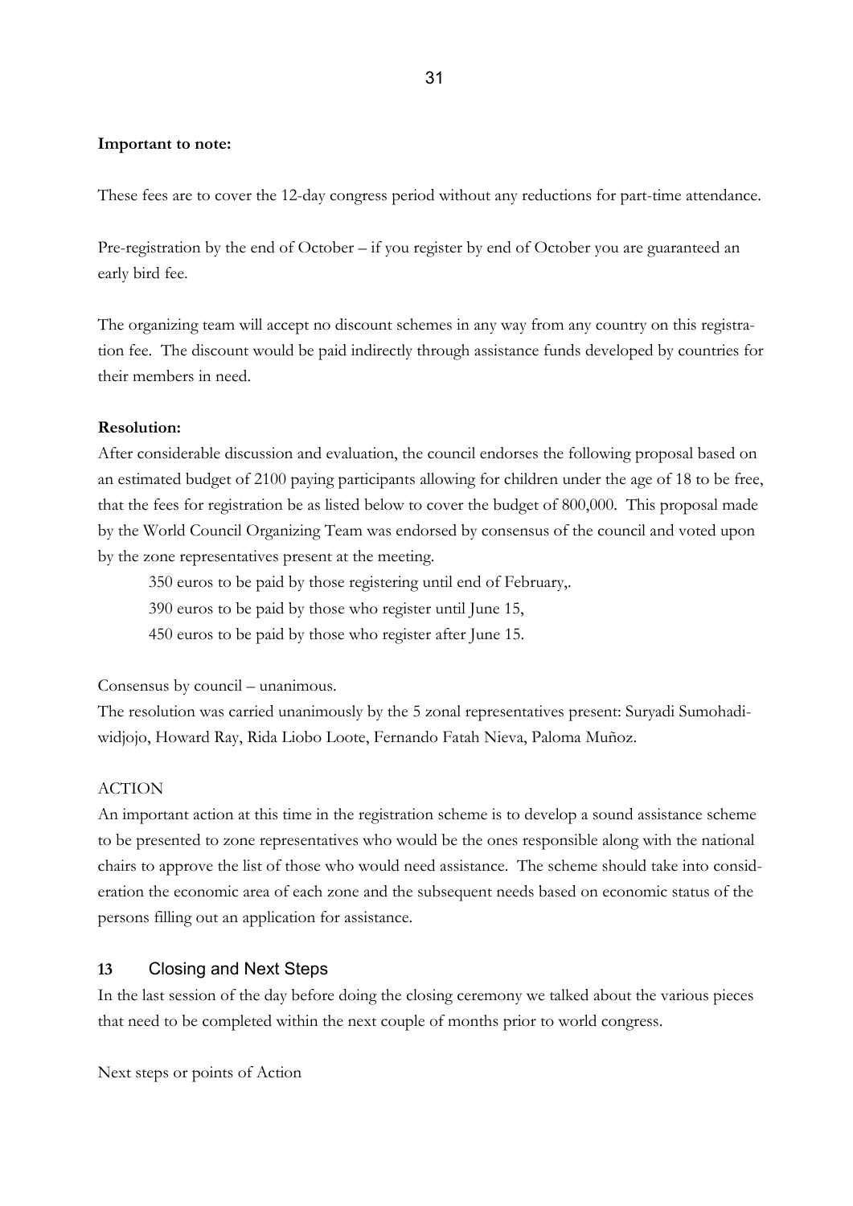**Important to note:**

These fees are to cover the 12-day congress period without any reductions for part-time attendance.

Pre-registration by the end of October – if you register by end of October you are guaranteed an early bird fee.

The organizing team will accept no discount schemes in any way from any country on this registration fee. The discount would be paid indirectly through assistance funds developed by countries for their members in need.

**Resolution:**

After considerable discussion and evaluation, the council endorses the following proposal based on an estimated budget of 2100 paying participants allowing for children under the age of 18 to be free, that the fees for registration be as listed below to cover the budget of 800,000. This proposal made by the World Council Organizing Team was endorsed by consensus of the council and voted upon by the zone representatives present at the meeting.

350 euros to be paid by those registering until end of February,.

390 euros to be paid by those who register until June 15,

450 euros to be paid by those who register after June 15.

Consensus by council – unanimous.

The resolution was carried unanimously by the 5 zonal representatives present: Suryadi Sumohadiwidjojo, Howard Ray, Rida Liobo Loote, Fernando Fatah Nieva, Paloma Muñoz.

ACTION

An important action at this time in the registration scheme is to develop a sound assistance scheme to be presented to zone representatives who would be the ones responsible along with the national chairs to approve the list of those who would need assistance. The scheme should take into consideration the economic area of each zone and the subsequent needs based on economic status of the persons filling out an application for assistance.

## 13 Closing and Next Steps

In the last session of the day before doing the closing ceremony we talked about the various pieces that need to be completed within the next couple of months prior to world congress.

Next steps or points of Action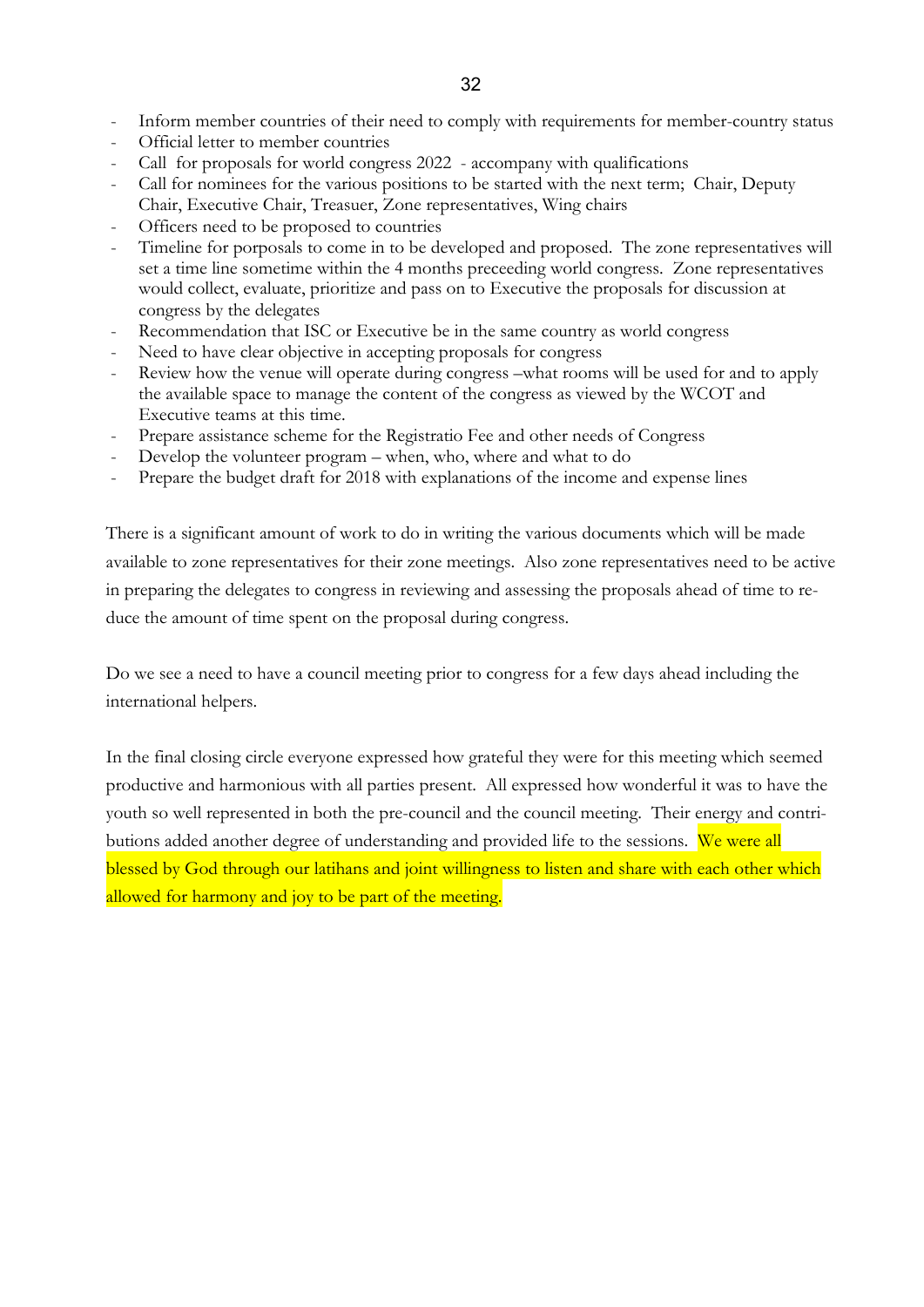- Inform member countries of their need to comply with requirements for member-country status
- Official letter to member countries
- Call for proposals for world congress 2022 - accompany with qualifications
- Call for nominees for the various positions to be started with the next term; Chair, Deputy Chair, Executive Chair, Treasuer, Zone representatives, Wing chairs
- Officers need to be proposed to countries
- Timeline for porposals to come in to be developed and proposed. The zone representatives will set a time line sometime within the 4 months preceeding world congress. Zone representatives would collect, evaluate, prioritize and pass on to Executive the proposals for discussion at congress by the delegates
- Recommendation that ISC or Executive be in the same country as world congress
- Need to have clear objective in accepting proposals for congress
- Review how the venue will operate during congress –what rooms will be used for and to apply the available space to manage the content of the congress as viewed by the WCOT and Executive teams at this time.
- Prepare assistance scheme for the Registratio Fee and other needs of Congress
- Develop the volunteer program – when, who, where and what to do
- Prepare the budget draft for 2018 with explanations of the income and expense lines

There is a significant amount of work to do in writing the various documents which will be made available to zone representatives for their zone meetings. Also zone representatives need to be active in preparing the delegates to congress in reviewing and assessing the proposals ahead of time to reduce the amount of time spent on the proposal during congress.

Do we see a need to have a council meeting prior to congress for a few days ahead including the international helpers.

In the final closing circle everyone expressed how grateful they were for this meeting which seemed productive and harmonious with all parties present. All expressed how wonderful it was to have the youth so well represented in both the pre-council and the council meeting. Their energy and contributions added another degree of understanding and provided life to the sessions. We were all blessed by God through our latihans and joint willingness to listen and share with each other which allowed for harmony and joy to be part of the meeting.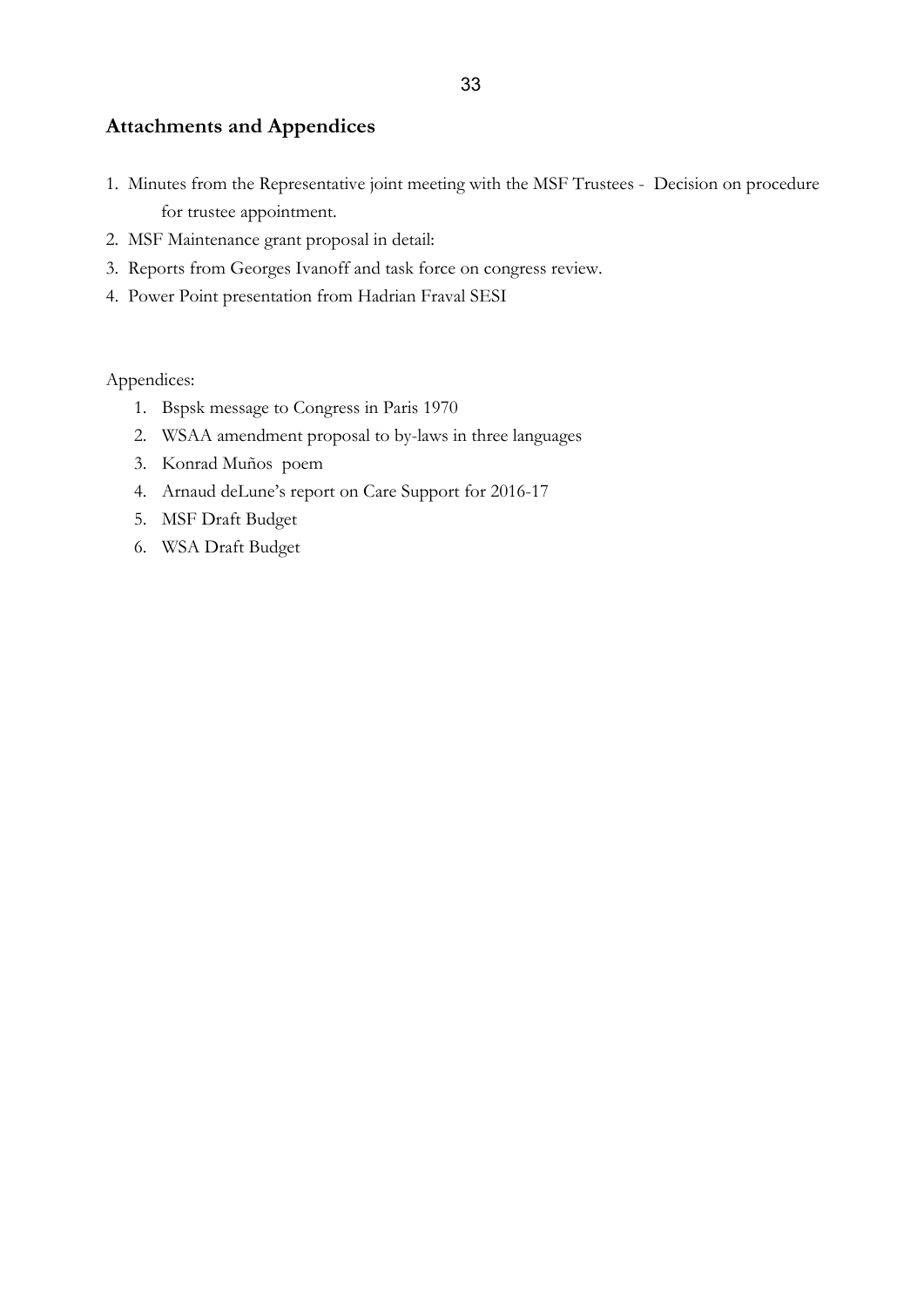## Attachments and Appendices

1. Minutes from the Representative joint meeting with the MSF Trustees - Decision on procedure for trustee appointment.
2. MSF Maintenance grant proposal in detail:
3. Reports from Georges Ivanoff and task force on congress review.
4. Power Point presentation from Hadrian Fraval SESI

Appendices:

1. Bspsk message to Congress in Paris 1970
2. WSAA amendment proposal to by-laws in three languages
3. Konrad Muños poem
4. Arnaud deLune's report on Care Support for 2016-17
5. MSF Draft Budget
6. WSA Draft Budget